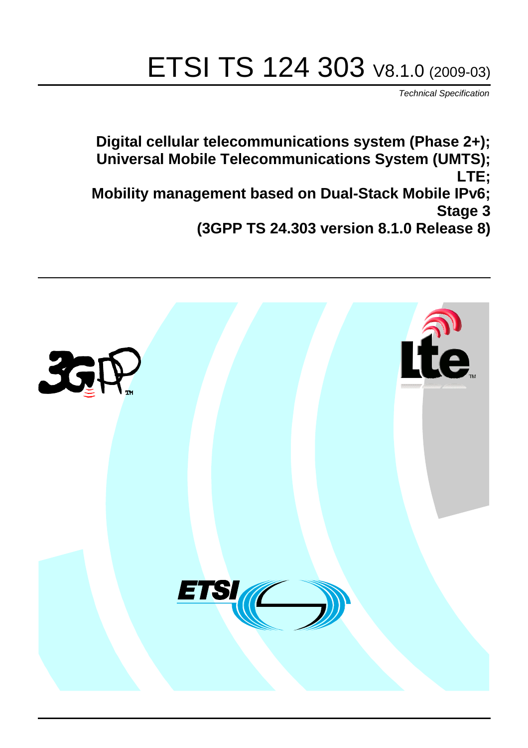# ETSI TS 124 303 V8.1.0 (2009-03)

*Technical Specification*

**Digital cellular telecommunications system (Phase 2+);
Universal Mobile Telecommunications System (UMTS);
LTE;
Mobility management based on Dual-Stack Mobile IPv6;
Stage 3
(3GPP TS 24.303 version 8.1.0 Release 8)**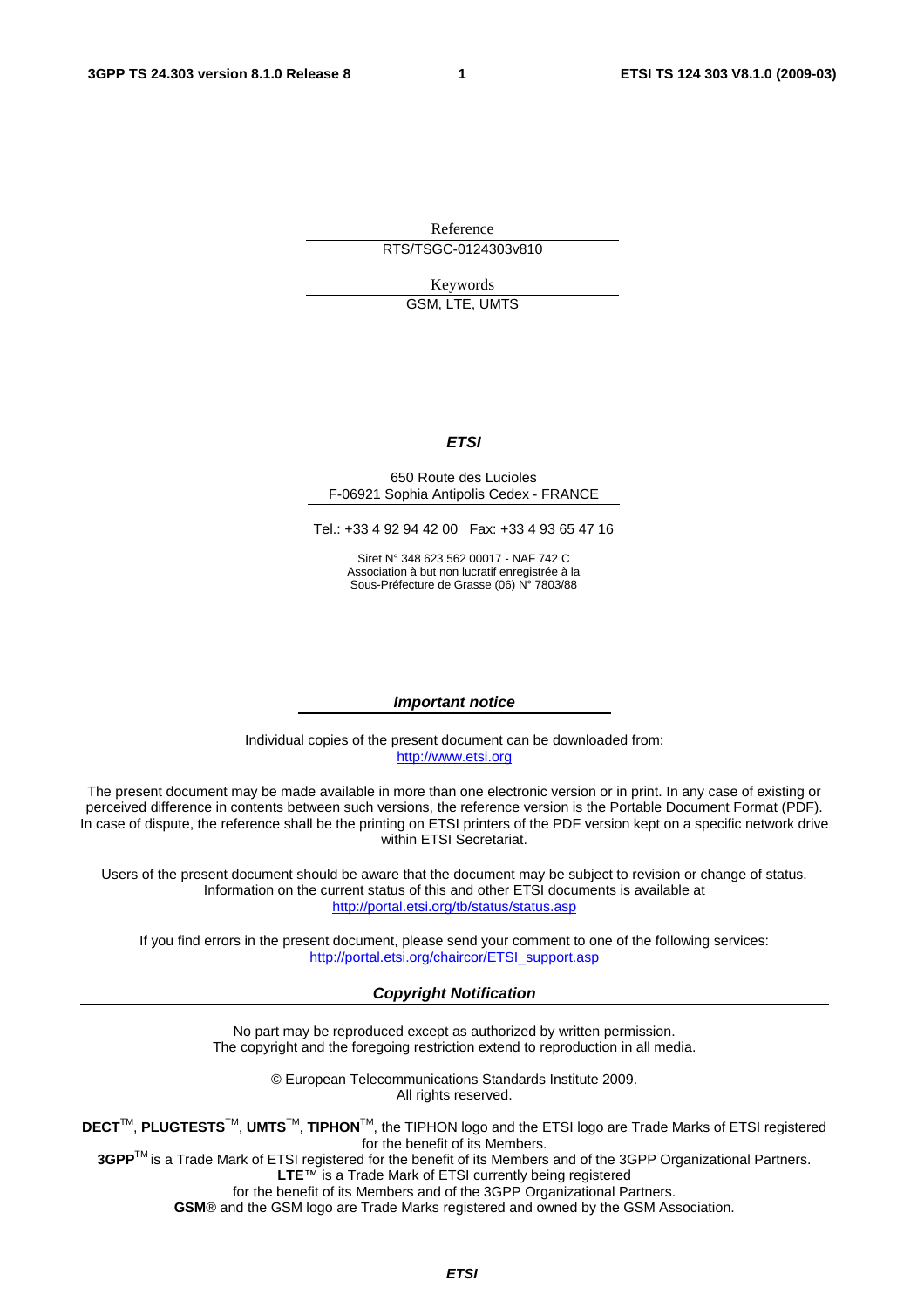Reference

RTS/TSGC-0124303v810

Keywords

GSM, LTE, UMTS

***ETSI***

650 Route des Lucioles
F-06921 Sophia Antipolis Cedex - FRANCE

Tel.: +33 4 92 94 42 00 Fax: +33 4 93 65 47 16

Siret N° 348 623 562 00017 - NAF 742 C
Association à but non lucratif enregistrée à la
Sous-Préfecture de Grasse (06) N° 7803/88

***Important notice***

Individual copies of the present document can be downloaded from:
http://www.etsi.org

The present document may be made available in more than one electronic version or in print. In any case of existing or perceived difference in contents between such versions, the reference version is the Portable Document Format (PDF). In case of dispute, the reference shall be the printing on ETSI printers of the PDF version kept on a specific network drive within ETSI Secretariat.

Users of the present document should be aware that the document may be subject to revision or change of status. Information on the current status of this and other ETSI documents is available at
http://portal.etsi.org/tb/status/status.asp

If you find errors in the present document, please send your comment to one of the following services:
http://portal.etsi.org/chaircor/ETSI_support.asp

***Copyright Notification***

No part may be reproduced except as authorized by written permission.
The copyright and the foregoing restriction extend to reproduction in all media.

© European Telecommunications Standards Institute 2009.
All rights reserved.

**DECT**™, **PLUGTESTS**™, **UMTS**™, **TIPHON**™, the TIPHON logo and the ETSI logo are Trade Marks of ETSI registered for the benefit of its Members.
**3GPP**™ is a Trade Mark of ETSI registered for the benefit of its Members and of the 3GPP Organizational Partners.
**LTE**™ is a Trade Mark of ETSI currently being registered
for the benefit of its Members and of the 3GPP Organizational Partners.
**GSM**® and the GSM logo are Trade Marks registered and owned by the GSM Association.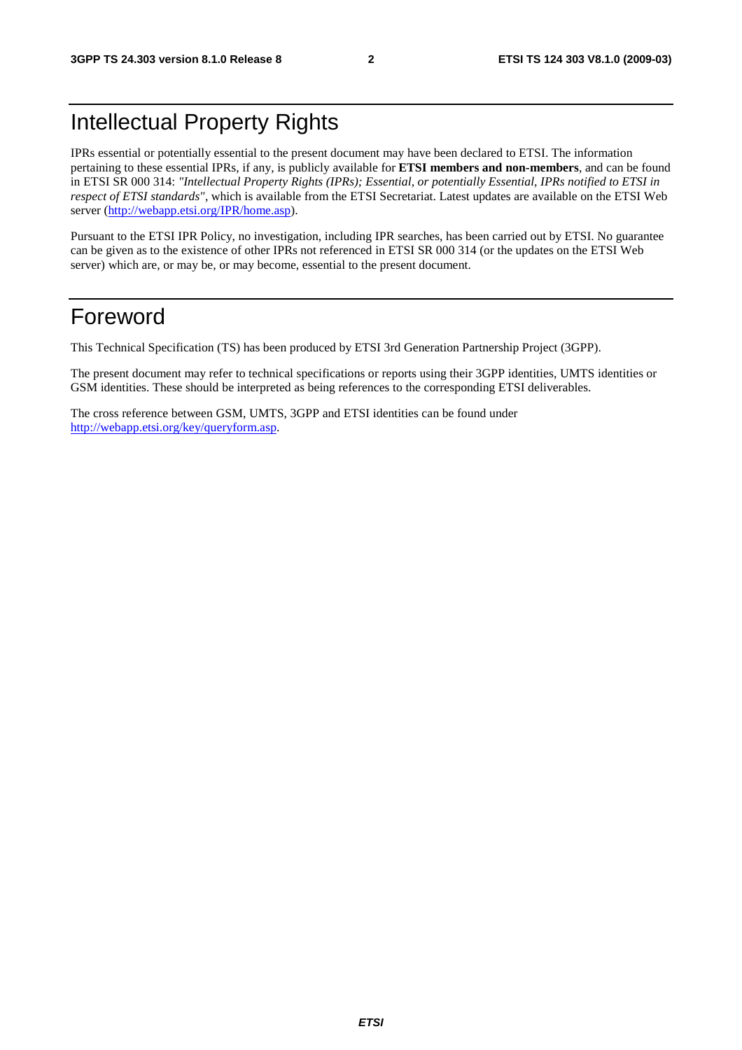# Intellectual Property Rights

IPRs essential or potentially essential to the present document may have been declared to ETSI. The information pertaining to these essential IPRs, if any, is publicly available for **ETSI members and non-members**, and can be found in ETSI SR 000 314: *"Intellectual Property Rights (IPRs); Essential, or potentially Essential, IPRs notified to ETSI in respect of ETSI standards"*, which is available from the ETSI Secretariat. Latest updates are available on the ETSI Web server (http://webapp.etsi.org/IPR/home.asp).

Pursuant to the ETSI IPR Policy, no investigation, including IPR searches, has been carried out by ETSI. No guarantee can be given as to the existence of other IPRs not referenced in ETSI SR 000 314 (or the updates on the ETSI Web server) which are, or may be, or may become, essential to the present document.

# Foreword

This Technical Specification (TS) has been produced by ETSI 3rd Generation Partnership Project (3GPP).

The present document may refer to technical specifications or reports using their 3GPP identities, UMTS identities or GSM identities. These should be interpreted as being references to the corresponding ETSI deliverables.

The cross reference between GSM, UMTS, 3GPP and ETSI identities can be found under http://webapp.etsi.org/key/queryform.asp.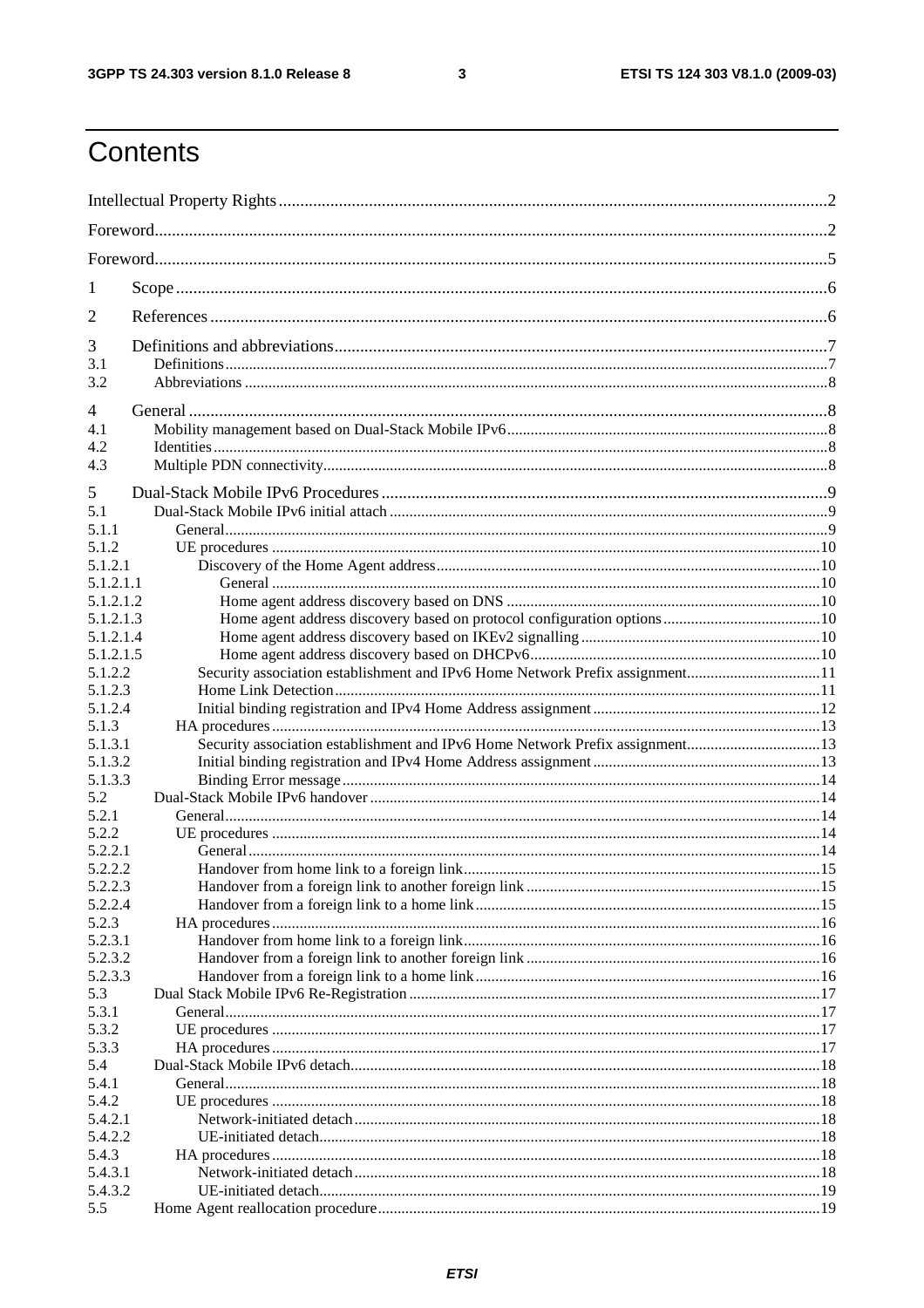# Contents

Intellectual Property Rights ....................................................................................................................2

Foreword....................................................................................................................................................2

Foreword....................................................................................................................................................5

1 Scope ......................................................................................................................................................6

2 References ..............................................................................................................................................6

3 Definitions and abbreviations..................................................................................................................7
3.1 Definitions..............................................................................................................................................7
3.2 Abbreviations .........................................................................................................................................8

4 General ...................................................................................................................................................8
4.1 Mobility management based on Dual-Stack Mobile IPv6.....................................................................8
4.2 Identities.................................................................................................................................................8
4.3 Multiple PDN connectivity.....................................................................................................................8

5 Dual-Stack Mobile IPv6 Procedures .......................................................................................................9
5.1 Dual-Stack Mobile IPv6 initial attach ....................................................................................................9
5.1.1 General...............................................................................................................................................9
5.1.2 UE procedures ..................................................................................................................................10
5.1.2.1 Discovery of the Home Agent address...........................................................................................10
5.1.2.1.1 General ........................................................................................................................................10
5.1.2.1.2 Home agent address discovery based on DNS ............................................................................10
5.1.2.1.3 Home agent address discovery based on protocol configuration options.....................................10
5.1.2.1.4 Home agent address discovery based on IKEv2 signalling ..........................................................10
5.1.2.1.5 Home agent address discovery based on DHCPv6.......................................................................10
5.1.2.2 Security association establishment and IPv6 Home Network Prefix assignment..............................11
5.1.2.3 Home Link Detection.......................................................................................................................11
5.1.2.4 Initial binding registration and IPv4 Home Address assignment......................................................12
5.1.3 HA procedures...................................................................................................................................13
5.1.3.1 Security association establishment and IPv6 Home Network Prefix assignment..............................13
5.1.3.2 Initial binding registration and IPv4 Home Address assignment......................................................13
5.1.3.3 Binding Error message.....................................................................................................................14
5.2 Dual-Stack Mobile IPv6 handover .......................................................................................................14
5.2.1 General...............................................................................................................................................14
5.2.2 UE procedures ..................................................................................................................................14
5.2.2.1 General.............................................................................................................................................14
5.2.2.2 Handover from home link to a foreign link.......................................................................................15
5.2.2.3 Handover from a foreign link to another foreign link ........................................................................15
5.2.2.4 Handover from a foreign link to a home link.....................................................................................15
5.2.3 HA procedures...................................................................................................................................16
5.2.3.1 Handover from home link to a foreign link.......................................................................................16
5.2.3.2 Handover from a foreign link to another foreign link ........................................................................16
5.2.3.3 Handover from a foreign link to a home link.....................................................................................16
5.3 Dual Stack Mobile IPv6 Re-Registration .............................................................................................17
5.3.1 General...............................................................................................................................................17
5.3.2 UE procedures ..................................................................................................................................17
5.3.3 HA procedures...................................................................................................................................17
5.4 Dual-Stack Mobile IPv6 detach............................................................................................................18
5.4.1 General...............................................................................................................................................18
5.4.2 UE procedures ..................................................................................................................................18
5.4.2.1 Network-initiated detach...................................................................................................................18
5.4.2.2 UE-initiated detach...........................................................................................................................18
5.4.3 HA procedures...................................................................................................................................18
5.4.3.1 Network-initiated detach...................................................................................................................18
5.4.3.2 UE-initiated detach...........................................................................................................................19
5.5 Home Agent reallocation procedure.....................................................................................................19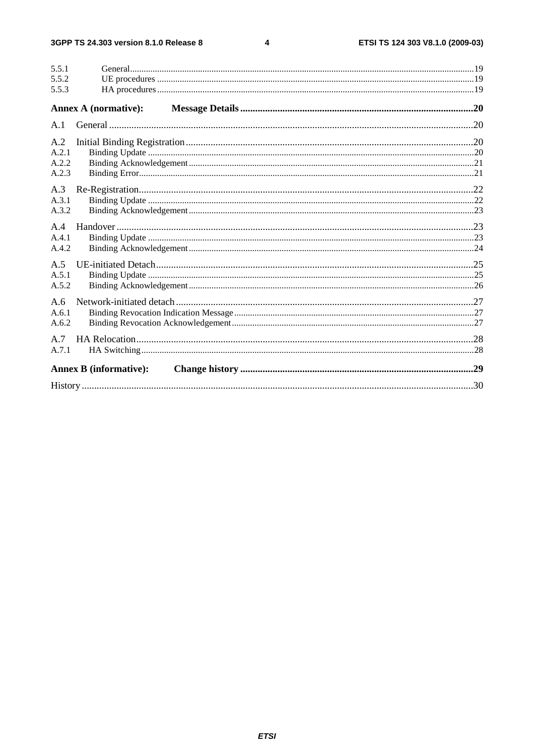5.5.1 General.....19
5.5.2 UE procedures.....19
5.5.3 HA procedures.....19

**Annex A (normative): Message Details.....20**

A.1 General.....20

A.2 Initial Binding Registration.....20
A.2.1 Binding Update.....20
A.2.2 Binding Acknowledgement.....21
A.2.3 Binding Error.....21

A.3 Re-Registration.....22
A.3.1 Binding Update.....22
A.3.2 Binding Acknowledgement.....23

A.4 Handover.....23
A.4.1 Binding Update.....23
A.4.2 Binding Acknowledgement.....24

A.5 UE-initiated Detach.....25
A.5.1 Binding Update.....25
A.5.2 Binding Acknowledgement.....26

A.6 Network-initiated detach.....27
A.6.1 Binding Revocation Indication Message.....27
A.6.2 Binding Revocation Acknowledgement.....27

A.7 HA Relocation.....28
A.7.1 HA Switching.....28

**Annex B (informative): Change history.....29**

History.....30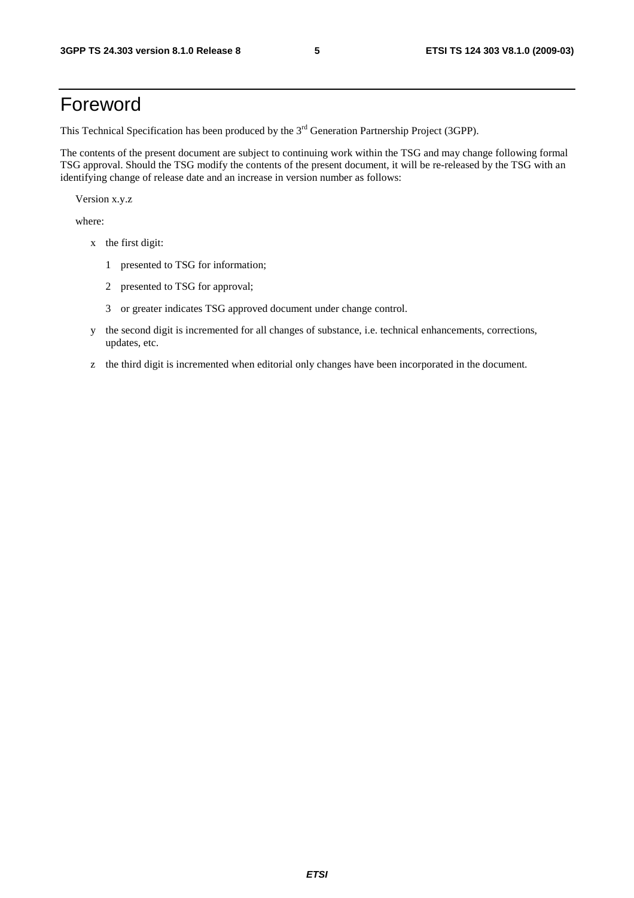# Foreword

This Technical Specification has been produced by the 3rd Generation Partnership Project (3GPP).

The contents of the present document are subject to continuing work within the TSG and may change following formal TSG approval. Should the TSG modify the contents of the present document, it will be re-released by the TSG with an identifying change of release date and an increase in version number as follows:

Version x.y.z

where:

- x the first digit:
  - 1 presented to TSG for information;
  - 2 presented to TSG for approval;
  - 3 or greater indicates TSG approved document under change control.
- y the second digit is incremented for all changes of substance, i.e. technical enhancements, corrections, updates, etc.
- z the third digit is incremented when editorial only changes have been incorporated in the document.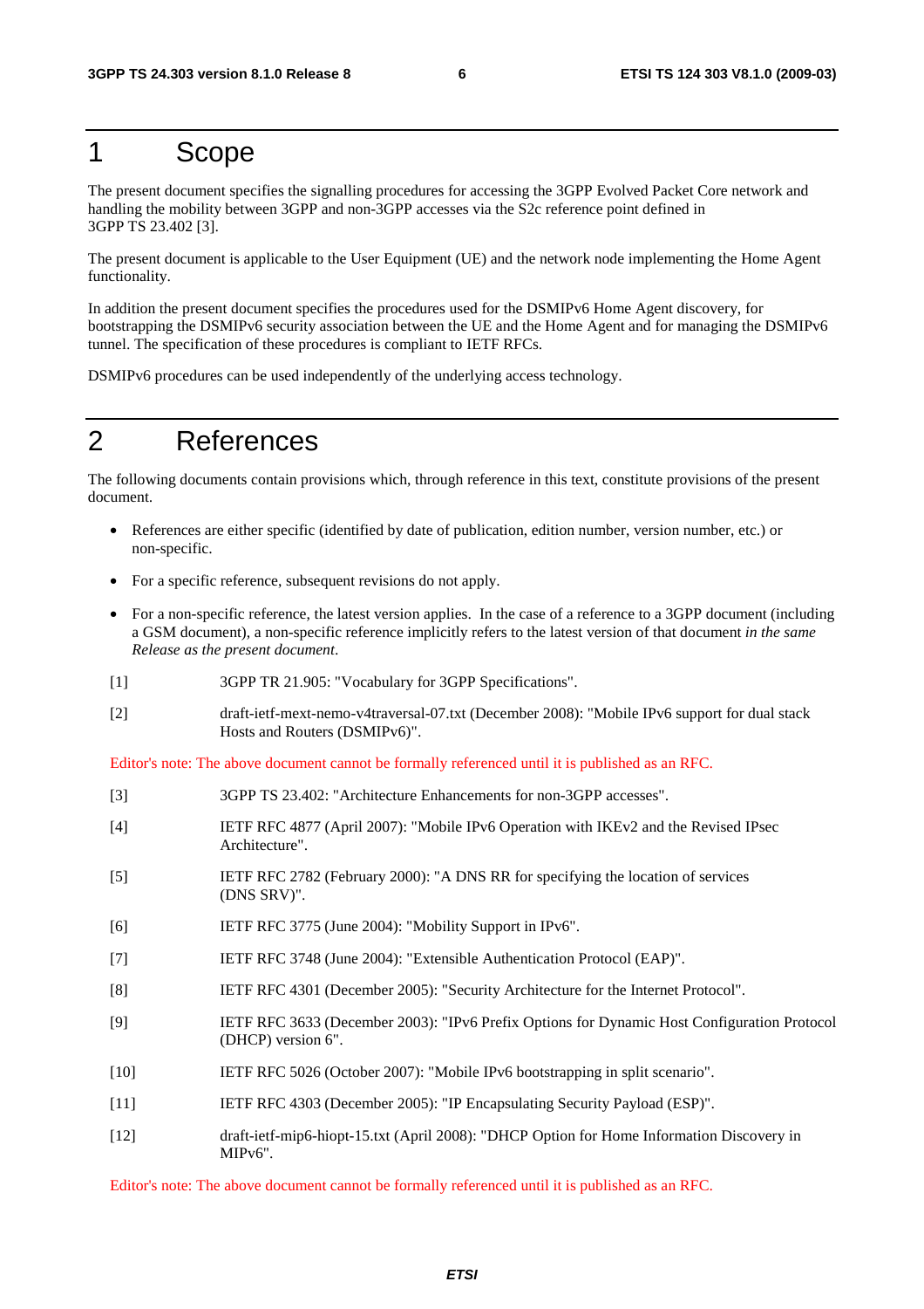# 1 Scope

The present document specifies the signalling procedures for accessing the 3GPP Evolved Packet Core network and handling the mobility between 3GPP and non-3GPP accesses via the S2c reference point defined in 3GPP TS 23.402 [3].

The present document is applicable to the User Equipment (UE) and the network node implementing the Home Agent functionality.

In addition the present document specifies the procedures used for the DSMIPv6 Home Agent discovery, for bootstrapping the DSMIPv6 security association between the UE and the Home Agent and for managing the DSMIPv6 tunnel. The specification of these procedures is compliant to IETF RFCs.

DSMIPv6 procedures can be used independently of the underlying access technology.

# 2 References

The following documents contain provisions which, through reference in this text, constitute provisions of the present document.

- References are either specific (identified by date of publication, edition number, version number, etc.) or non-specific.
- For a specific reference, subsequent revisions do not apply.
- For a non-specific reference, the latest version applies. In the case of a reference to a 3GPP document (including a GSM document), a non-specific reference implicitly refers to the latest version of that document *in the same Release as the present document*.

[1] 3GPP TR 21.905: "Vocabulary for 3GPP Specifications".

[2] draft-ietf-mext-nemo-v4traversal-07.txt (December 2008): "Mobile IPv6 support for dual stack Hosts and Routers (DSMIPv6)".

Editor's note: The above document cannot be formally referenced until it is published as an RFC.

[3] 3GPP TS 23.402: "Architecture Enhancements for non-3GPP accesses".

[4] IETF RFC 4877 (April 2007): "Mobile IPv6 Operation with IKEv2 and the Revised IPsec Architecture".

[5] IETF RFC 2782 (February 2000): "A DNS RR for specifying the location of services (DNS SRV)".

[6] IETF RFC 3775 (June 2004): "Mobility Support in IPv6".

[7] IETF RFC 3748 (June 2004): "Extensible Authentication Protocol (EAP)".

[8] IETF RFC 4301 (December 2005): "Security Architecture for the Internet Protocol".

[9] IETF RFC 3633 (December 2003): "IPv6 Prefix Options for Dynamic Host Configuration Protocol (DHCP) version 6".

[10] IETF RFC 5026 (October 2007): "Mobile IPv6 bootstrapping in split scenario".

[11] IETF RFC 4303 (December 2005): "IP Encapsulating Security Payload (ESP)".

[12] draft-ietf-mip6-hiopt-15.txt (April 2008): "DHCP Option for Home Information Discovery in MIPv6".

Editor's note: The above document cannot be formally referenced until it is published as an RFC.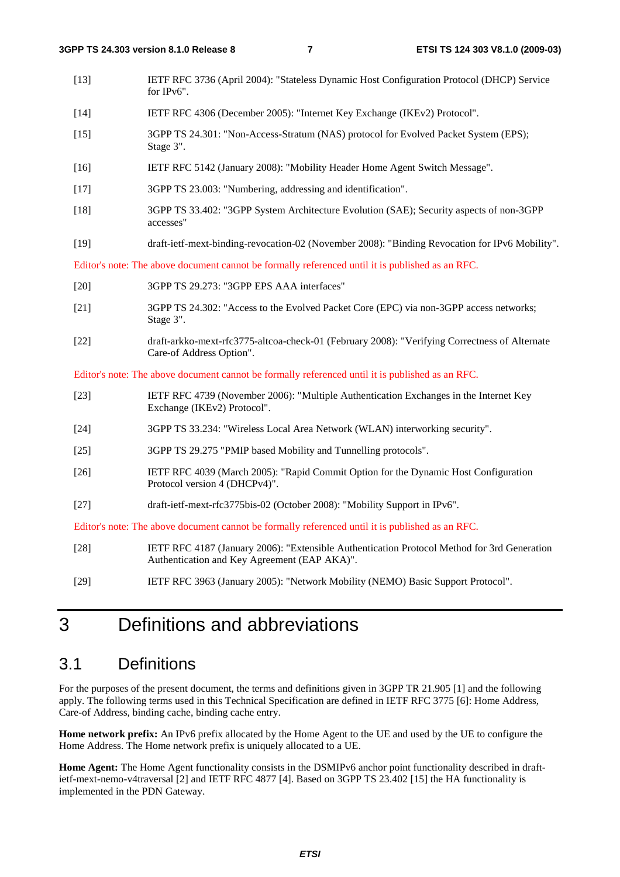[13] IETF RFC 3736 (April 2004): "Stateless Dynamic Host Configuration Protocol (DHCP) Service for IPv6".

[14] IETF RFC 4306 (December 2005): "Internet Key Exchange (IKEv2) Protocol".

[15] 3GPP TS 24.301: "Non-Access-Stratum (NAS) protocol for Evolved Packet System (EPS); Stage 3".

[16] IETF RFC 5142 (January 2008): "Mobility Header Home Agent Switch Message".

[17] 3GPP TS 23.003: "Numbering, addressing and identification".

[18] 3GPP TS 33.402: "3GPP System Architecture Evolution (SAE); Security aspects of non-3GPP accesses"

[19] draft-ietf-mext-binding-revocation-02 (November 2008): "Binding Revocation for IPv6 Mobility".

Editor's note: The above document cannot be formally referenced until it is published as an RFC.

[20] 3GPP TS 29.273: "3GPP EPS AAA interfaces"

[21] 3GPP TS 24.302: "Access to the Evolved Packet Core (EPC) via non-3GPP access networks; Stage 3".

[22] draft-arkko-mext-rfc3775-altcoa-check-01 (February 2008): "Verifying Correctness of Alternate Care-of Address Option".

Editor's note: The above document cannot be formally referenced until it is published as an RFC.

[23] IETF RFC 4739 (November 2006): "Multiple Authentication Exchanges in the Internet Key Exchange (IKEv2) Protocol".

[24] 3GPP TS 33.234: "Wireless Local Area Network (WLAN) interworking security".

[25] 3GPP TS 29.275 "PMIP based Mobility and Tunnelling protocols".

[26] IETF RFC 4039 (March 2005): "Rapid Commit Option for the Dynamic Host Configuration Protocol version 4 (DHCPv4)".

[27] draft-ietf-mext-rfc3775bis-02 (October 2008): "Mobility Support in IPv6".

Editor's note: The above document cannot be formally referenced until it is published as an RFC.

[28] IETF RFC 4187 (January 2006): "Extensible Authentication Protocol Method for 3rd Generation Authentication and Key Agreement (EAP AKA)".

[29] IETF RFC 3963 (January 2005): "Network Mobility (NEMO) Basic Support Protocol".

# 3 Definitions and abbreviations

## 3.1 Definitions

For the purposes of the present document, the terms and definitions given in 3GPP TR 21.905 [1] and the following apply. The following terms used in this Technical Specification are defined in IETF RFC 3775 [6]: Home Address, Care-of Address, binding cache, binding cache entry.

**Home network prefix:** An IPv6 prefix allocated by the Home Agent to the UE and used by the UE to configure the Home Address. The Home network prefix is uniquely allocated to a UE.

**Home Agent:** The Home Agent functionality consists in the DSMIPv6 anchor point functionality described in draft-ietf-mext-nemo-v4traversal [2] and IETF RFC 4877 [4]. Based on 3GPP TS 23.402 [15] the HA functionality is implemented in the PDN Gateway.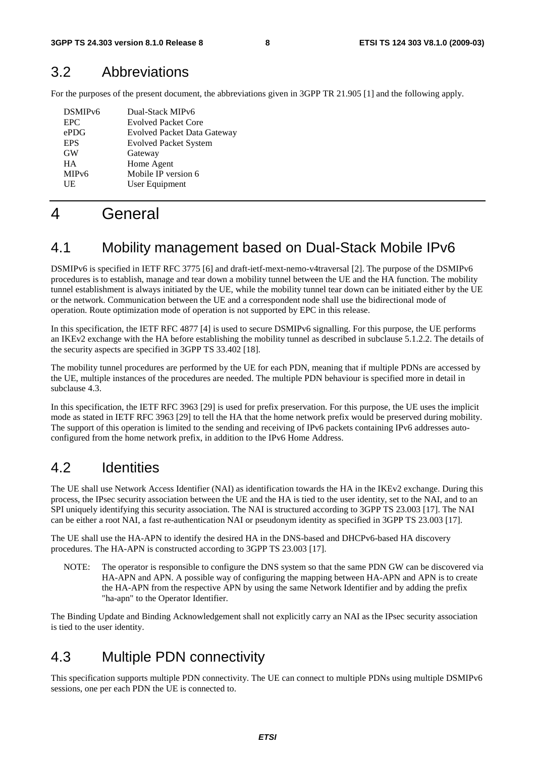## 3.2 Abbreviations

For the purposes of the present document, the abbreviations given in 3GPP TR 21.905 [1] and the following apply.

| | |
|---|---|
| DSMIPv6 | Dual-Stack MIPv6 |
| EPC | Evolved Packet Core |
| ePDG | Evolved Packet Data Gateway |
| EPS | Evolved Packet System |
| GW | Gateway |
| HA | Home Agent |
| MIPv6 | Mobile IP version 6 |
| UE | User Equipment |

# 4 General

## 4.1 Mobility management based on Dual-Stack Mobile IPv6

DSMIPv6 is specified in IETF RFC 3775 [6] and draft-ietf-mext-nemo-v4traversal [2]. The purpose of the DSMIPv6 procedures is to establish, manage and tear down a mobility tunnel between the UE and the HA function. The mobility tunnel establishment is always initiated by the UE, while the mobility tunnel tear down can be initiated either by the UE or the network. Communication between the UE and a correspondent node shall use the bidirectional mode of operation. Route optimization mode of operation is not supported by EPC in this release.

In this specification, the IETF RFC 4877 [4] is used to secure DSMIPv6 signalling. For this purpose, the UE performs an IKEv2 exchange with the HA before establishing the mobility tunnel as described in subclause 5.1.2.2. The details of the security aspects are specified in 3GPP TS 33.402 [18].

The mobility tunnel procedures are performed by the UE for each PDN, meaning that if multiple PDNs are accessed by the UE, multiple instances of the procedures are needed. The multiple PDN behaviour is specified more in detail in subclause 4.3.

In this specification, the IETF RFC 3963 [29] is used for prefix preservation. For this purpose, the UE uses the implicit mode as stated in IETF RFC 3963 [29] to tell the HA that the home network prefix would be preserved during mobility. The support of this operation is limited to the sending and receiving of IPv6 packets containing IPv6 addresses auto-configured from the home network prefix, in addition to the IPv6 Home Address.

## 4.2 Identities

The UE shall use Network Access Identifier (NAI) as identification towards the HA in the IKEv2 exchange. During this process, the IPsec security association between the UE and the HA is tied to the user identity, set to the NAI, and to an SPI uniquely identifying this security association. The NAI is structured according to 3GPP TS 23.003 [17]. The NAI can be either a root NAI, a fast re-authentication NAI or pseudonym identity as specified in 3GPP TS 23.003 [17].

The UE shall use the HA-APN to identify the desired HA in the DNS-based and DHCPv6-based HA discovery procedures. The HA-APN is constructed according to 3GPP TS 23.003 [17].

NOTE: The operator is responsible to configure the DNS system so that the same PDN GW can be discovered via HA-APN and APN. A possible way of configuring the mapping between HA-APN and APN is to create the HA-APN from the respective APN by using the same Network Identifier and by adding the prefix "ha-apn" to the Operator Identifier.

The Binding Update and Binding Acknowledgement shall not explicitly carry an NAI as the IPsec security association is tied to the user identity.

## 4.3 Multiple PDN connectivity

This specification supports multiple PDN connectivity. The UE can connect to multiple PDNs using multiple DSMIPv6 sessions, one per each PDN the UE is connected to.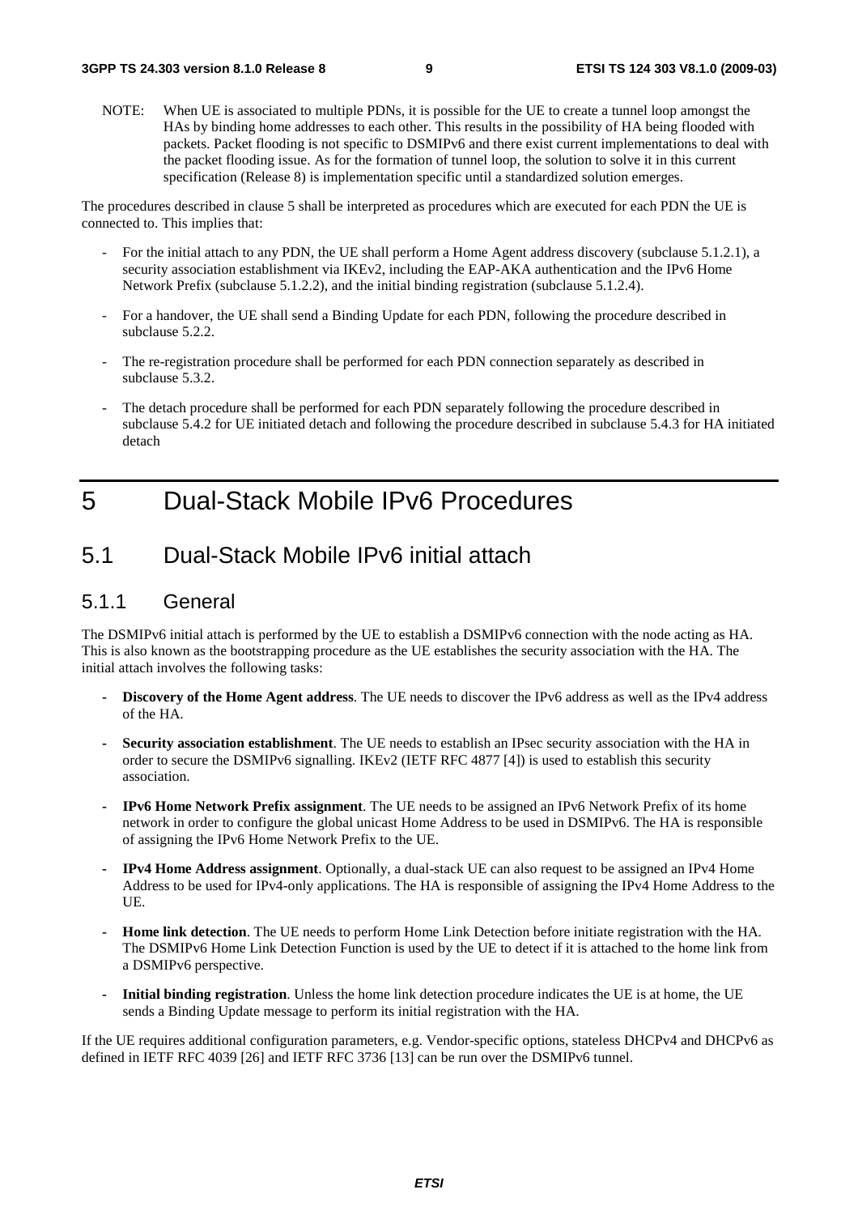NOTE: When UE is associated to multiple PDNs, it is possible for the UE to create a tunnel loop amongst the HAs by binding home addresses to each other. This results in the possibility of HA being flooded with packets. Packet flooding is not specific to DSMIPv6 and there exist current implementations to deal with the packet flooding issue. As for the formation of tunnel loop, the solution to solve it in this current specification (Release 8) is implementation specific until a standardized solution emerges.

The procedures described in clause 5 shall be interpreted as procedures which are executed for each PDN the UE is connected to. This implies that:

- For the initial attach to any PDN, the UE shall perform a Home Agent address discovery (subclause 5.1.2.1), a security association establishment via IKEv2, including the EAP-AKA authentication and the IPv6 Home Network Prefix (subclause 5.1.2.2), and the initial binding registration (subclause 5.1.2.4).
- For a handover, the UE shall send a Binding Update for each PDN, following the procedure described in subclause 5.2.2.
- The re-registration procedure shall be performed for each PDN connection separately as described in subclause 5.3.2.
- The detach procedure shall be performed for each PDN separately following the procedure described in subclause 5.4.2 for UE initiated detach and following the procedure described in subclause 5.4.3 for HA initiated detach

# 5 Dual-Stack Mobile IPv6 Procedures

## 5.1 Dual-Stack Mobile IPv6 initial attach

### 5.1.1 General

The DSMIPv6 initial attach is performed by the UE to establish a DSMIPv6 connection with the node acting as HA. This is also known as the bootstrapping procedure as the UE establishes the security association with the HA. The initial attach involves the following tasks:

- **Discovery of the Home Agent address**. The UE needs to discover the IPv6 address as well as the IPv4 address of the HA.
- **Security association establishment**. The UE needs to establish an IPsec security association with the HA in order to secure the DSMIPv6 signalling. IKEv2 (IETF RFC 4877 [4]) is used to establish this security association.
- **IPv6 Home Network Prefix assignment**. The UE needs to be assigned an IPv6 Network Prefix of its home network in order to configure the global unicast Home Address to be used in DSMIPv6. The HA is responsible of assigning the IPv6 Home Network Prefix to the UE.
- **IPv4 Home Address assignment**. Optionally, a dual-stack UE can also request to be assigned an IPv4 Home Address to be used for IPv4-only applications. The HA is responsible of assigning the IPv4 Home Address to the UE.
- **Home link detection**. The UE needs to perform Home Link Detection before initiate registration with the HA. The DSMIPv6 Home Link Detection Function is used by the UE to detect if it is attached to the home link from a DSMIPv6 perspective.
- **Initial binding registration**. Unless the home link detection procedure indicates the UE is at home, the UE sends a Binding Update message to perform its initial registration with the HA.

If the UE requires additional configuration parameters, e.g. Vendor-specific options, stateless DHCPv4 and DHCPv6 as defined in IETF RFC 4039 [26] and IETF RFC 3736 [13] can be run over the DSMIPv6 tunnel.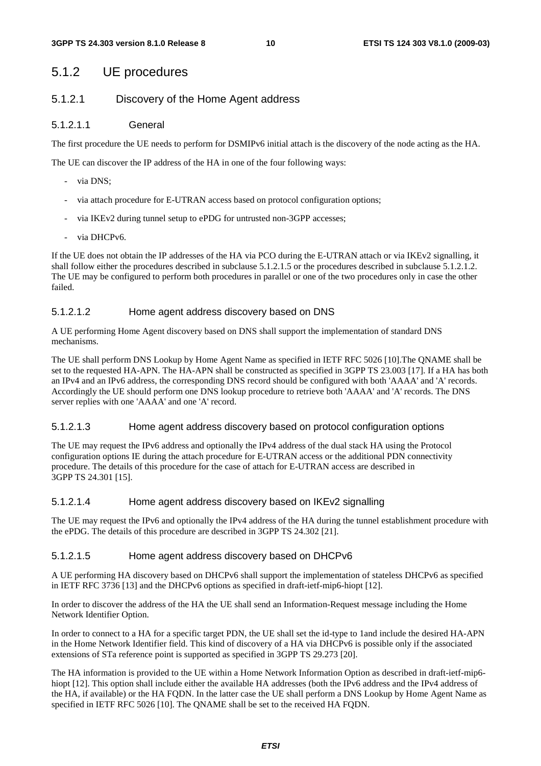## 5.1.2 UE procedures

### 5.1.2.1 Discovery of the Home Agent address

#### 5.1.2.1.1 General

The first procedure the UE needs to perform for DSMIPv6 initial attach is the discovery of the node acting as the HA.

The UE can discover the IP address of the HA in one of the four following ways:

- via DNS;
- via attach procedure for E-UTRAN access based on protocol configuration options;
- via IKEv2 during tunnel setup to ePDG for untrusted non-3GPP accesses;
- via DHCPv6.

If the UE does not obtain the IP addresses of the HA via PCO during the E-UTRAN attach or via IKEv2 signalling, it shall follow either the procedures described in subclause 5.1.2.1.5 or the procedures described in subclause 5.1.2.1.2. The UE may be configured to perform both procedures in parallel or one of the two procedures only in case the other failed.

#### 5.1.2.1.2 Home agent address discovery based on DNS

A UE performing Home Agent discovery based on DNS shall support the implementation of standard DNS mechanisms.

The UE shall perform DNS Lookup by Home Agent Name as specified in IETF RFC 5026 [10].The QNAME shall be set to the requested HA-APN. The HA-APN shall be constructed as specified in 3GPP TS 23.003 [17]. If a HA has both an IPv4 and an IPv6 address, the corresponding DNS record should be configured with both 'AAAA' and 'A' records. Accordingly the UE should perform one DNS lookup procedure to retrieve both 'AAAA' and 'A' records. The DNS server replies with one 'AAAA' and one 'A' record.

#### 5.1.2.1.3 Home agent address discovery based on protocol configuration options

The UE may request the IPv6 address and optionally the IPv4 address of the dual stack HA using the Protocol configuration options IE during the attach procedure for E-UTRAN access or the additional PDN connectivity procedure. The details of this procedure for the case of attach for E-UTRAN access are described in 3GPP TS 24.301 [15].

#### 5.1.2.1.4 Home agent address discovery based on IKEv2 signalling

The UE may request the IPv6 and optionally the IPv4 address of the HA during the tunnel establishment procedure with the ePDG. The details of this procedure are described in 3GPP TS 24.302 [21].

#### 5.1.2.1.5 Home agent address discovery based on DHCPv6

A UE performing HA discovery based on DHCPv6 shall support the implementation of stateless DHCPv6 as specified in IETF RFC 3736 [13] and the DHCPv6 options as specified in draft-ietf-mip6-hiopt [12].

In order to discover the address of the HA the UE shall send an Information-Request message including the Home Network Identifier Option.

In order to connect to a HA for a specific target PDN, the UE shall set the id-type to 1and include the desired HA-APN in the Home Network Identifier field. This kind of discovery of a HA via DHCPv6 is possible only if the associated extensions of STa reference point is supported as specified in 3GPP TS 29.273 [20].

The HA information is provided to the UE within a Home Network Information Option as described in draft-ietf-mip6-hiopt [12]. This option shall include either the available HA addresses (both the IPv6 address and the IPv4 address of the HA, if available) or the HA FQDN. In the latter case the UE shall perform a DNS Lookup by Home Agent Name as specified in IETF RFC 5026 [10]. The QNAME shall be set to the received HA FQDN.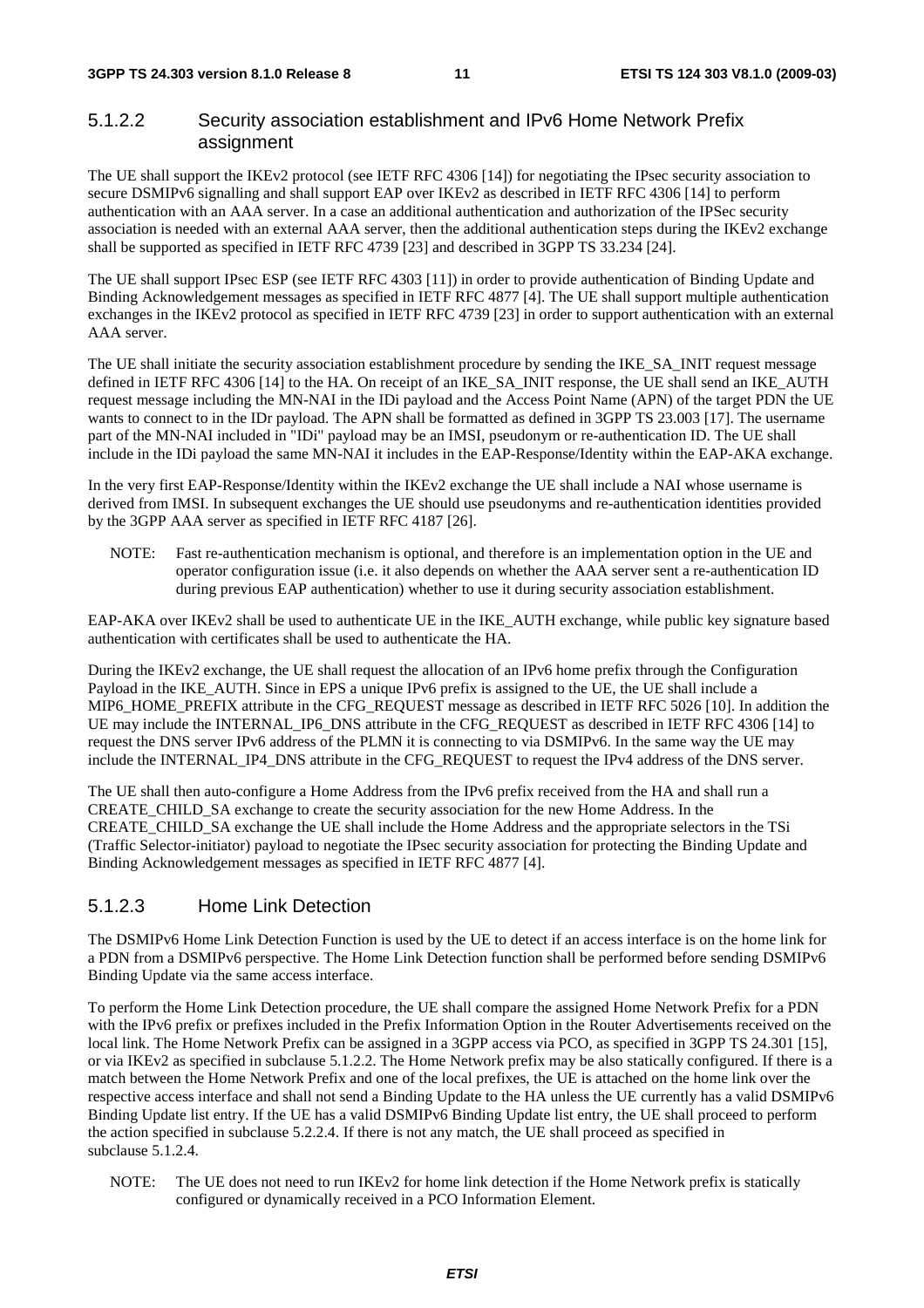#### 5.1.2.2 Security association establishment and IPv6 Home Network Prefix assignment

The UE shall support the IKEv2 protocol (see IETF RFC 4306 [14]) for negotiating the IPsec security association to secure DSMIPv6 signalling and shall support EAP over IKEv2 as described in IETF RFC 4306 [14] to perform authentication with an AAA server. In a case an additional authentication and authorization of the IPSec security association is needed with an external AAA server, then the additional authentication steps during the IKEv2 exchange shall be supported as specified in IETF RFC 4739 [23] and described in 3GPP TS 33.234 [24].

The UE shall support IPsec ESP (see IETF RFC 4303 [11]) in order to provide authentication of Binding Update and Binding Acknowledgement messages as specified in IETF RFC 4877 [4]. The UE shall support multiple authentication exchanges in the IKEv2 protocol as specified in IETF RFC 4739 [23] in order to support authentication with an external AAA server.

The UE shall initiate the security association establishment procedure by sending the IKE_SA_INIT request message defined in IETF RFC 4306 [14] to the HA. On receipt of an IKE_SA_INIT response, the UE shall send an IKE_AUTH request message including the MN-NAI in the IDi payload and the Access Point Name (APN) of the target PDN the UE wants to connect to in the IDr payload. The APN shall be formatted as defined in 3GPP TS 23.003 [17]. The username part of the MN-NAI included in "IDi" payload may be an IMSI, pseudonym or re-authentication ID. The UE shall include in the IDi payload the same MN-NAI it includes in the EAP-Response/Identity within the EAP-AKA exchange.

In the very first EAP-Response/Identity within the IKEv2 exchange the UE shall include a NAI whose username is derived from IMSI. In subsequent exchanges the UE should use pseudonyms and re-authentication identities provided by the 3GPP AAA server as specified in IETF RFC 4187 [26].

NOTE: Fast re-authentication mechanism is optional, and therefore is an implementation option in the UE and operator configuration issue (i.e. it also depends on whether the AAA server sent a re-authentication ID during previous EAP authentication) whether to use it during security association establishment.

EAP-AKA over IKEv2 shall be used to authenticate UE in the IKE_AUTH exchange, while public key signature based authentication with certificates shall be used to authenticate the HA.

During the IKEv2 exchange, the UE shall request the allocation of an IPv6 home prefix through the Configuration Payload in the IKE_AUTH. Since in EPS a unique IPv6 prefix is assigned to the UE, the UE shall include a MIP6_HOME_PREFIX attribute in the CFG_REQUEST message as described in IETF RFC 5026 [10]. In addition the UE may include the INTERNAL_IP6_DNS attribute in the CFG_REQUEST as described in IETF RFC 4306 [14] to request the DNS server IPv6 address of the PLMN it is connecting to via DSMIPv6. In the same way the UE may include the INTERNAL_IP4_DNS attribute in the CFG_REQUEST to request the IPv4 address of the DNS server.

The UE shall then auto-configure a Home Address from the IPv6 prefix received from the HA and shall run a CREATE_CHILD_SA exchange to create the security association for the new Home Address. In the CREATE_CHILD_SA exchange the UE shall include the Home Address and the appropriate selectors in the TSi (Traffic Selector-initiator) payload to negotiate the IPsec security association for protecting the Binding Update and Binding Acknowledgement messages as specified in IETF RFC 4877 [4].

#### 5.1.2.3 Home Link Detection

The DSMIPv6 Home Link Detection Function is used by the UE to detect if an access interface is on the home link for a PDN from a DSMIPv6 perspective. The Home Link Detection function shall be performed before sending DSMIPv6 Binding Update via the same access interface.

To perform the Home Link Detection procedure, the UE shall compare the assigned Home Network Prefix for a PDN with the IPv6 prefix or prefixes included in the Prefix Information Option in the Router Advertisements received on the local link. The Home Network Prefix can be assigned in a 3GPP access via PCO, as specified in 3GPP TS 24.301 [15], or via IKEv2 as specified in subclause 5.1.2.2. The Home Network prefix may be also statically configured. If there is a match between the Home Network Prefix and one of the local prefixes, the UE is attached on the home link over the respective access interface and shall not send a Binding Update to the HA unless the UE currently has a valid DSMIPv6 Binding Update list entry. If the UE has a valid DSMIPv6 Binding Update list entry, the UE shall proceed to perform the action specified in subclause 5.2.2.4. If there is not any match, the UE shall proceed as specified in subclause 5.1.2.4.

NOTE: The UE does not need to run IKEv2 for home link detection if the Home Network prefix is statically configured or dynamically received in a PCO Information Element.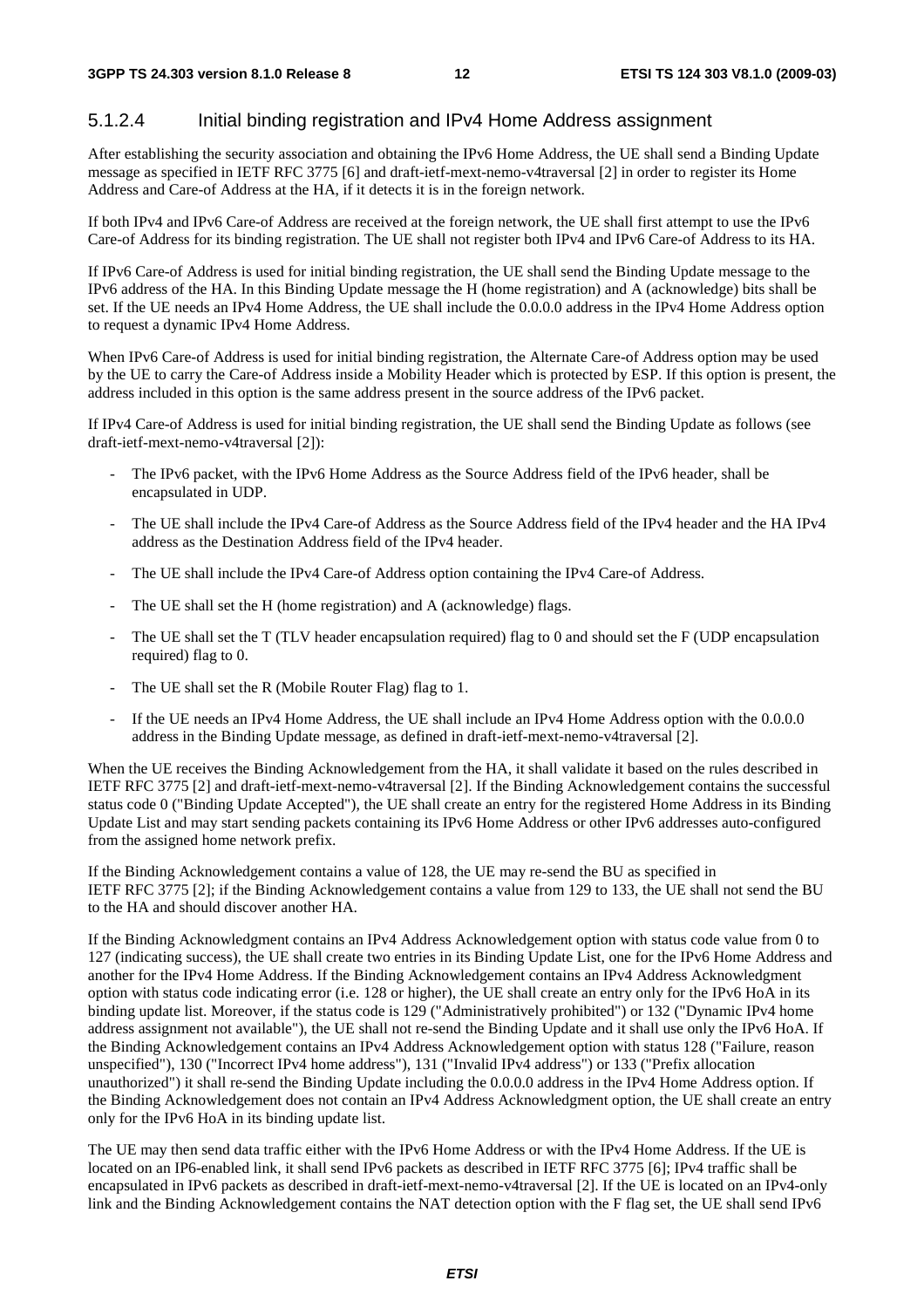### 5.1.2.4 Initial binding registration and IPv4 Home Address assignment

After establishing the security association and obtaining the IPv6 Home Address, the UE shall send a Binding Update message as specified in IETF RFC 3775 [6] and draft-ietf-mext-nemo-v4traversal [2] in order to register its Home Address and Care-of Address at the HA, if it detects it is in the foreign network.

If both IPv4 and IPv6 Care-of Address are received at the foreign network, the UE shall first attempt to use the IPv6 Care-of Address for its binding registration. The UE shall not register both IPv4 and IPv6 Care-of Address to its HA.

If IPv6 Care-of Address is used for initial binding registration, the UE shall send the Binding Update message to the IPv6 address of the HA. In this Binding Update message the H (home registration) and A (acknowledge) bits shall be set. If the UE needs an IPv4 Home Address, the UE shall include the 0.0.0.0 address in the IPv4 Home Address option to request a dynamic IPv4 Home Address.

When IPv6 Care-of Address is used for initial binding registration, the Alternate Care-of Address option may be used by the UE to carry the Care-of Address inside a Mobility Header which is protected by ESP. If this option is present, the address included in this option is the same address present in the source address of the IPv6 packet.

If IPv4 Care-of Address is used for initial binding registration, the UE shall send the Binding Update as follows (see draft-ietf-mext-nemo-v4traversal [2]):

- The IPv6 packet, with the IPv6 Home Address as the Source Address field of the IPv6 header, shall be encapsulated in UDP.
- The UE shall include the IPv4 Care-of Address as the Source Address field of the IPv4 header and the HA IPv4 address as the Destination Address field of the IPv4 header.
- The UE shall include the IPv4 Care-of Address option containing the IPv4 Care-of Address.
- The UE shall set the H (home registration) and A (acknowledge) flags.
- The UE shall set the T (TLV header encapsulation required) flag to 0 and should set the F (UDP encapsulation required) flag to 0.
- The UE shall set the R (Mobile Router Flag) flag to 1.
- If the UE needs an IPv4 Home Address, the UE shall include an IPv4 Home Address option with the 0.0.0.0 address in the Binding Update message, as defined in draft-ietf-mext-nemo-v4traversal [2].

When the UE receives the Binding Acknowledgement from the HA, it shall validate it based on the rules described in IETF RFC 3775 [2] and draft-ietf-mext-nemo-v4traversal [2]. If the Binding Acknowledgement contains the successful status code 0 ("Binding Update Accepted"), the UE shall create an entry for the registered Home Address in its Binding Update List and may start sending packets containing its IPv6 Home Address or other IPv6 addresses auto-configured from the assigned home network prefix.

If the Binding Acknowledgement contains a value of 128, the UE may re-send the BU as specified in IETF RFC 3775 [2]; if the Binding Acknowledgement contains a value from 129 to 133, the UE shall not send the BU to the HA and should discover another HA.

If the Binding Acknowledgment contains an IPv4 Address Acknowledgement option with status code value from 0 to 127 (indicating success), the UE shall create two entries in its Binding Update List, one for the IPv6 Home Address and another for the IPv4 Home Address. If the Binding Acknowledgement contains an IPv4 Address Acknowledgment option with status code indicating error (i.e. 128 or higher), the UE shall create an entry only for the IPv6 HoA in its binding update list. Moreover, if the status code is 129 ("Administratively prohibited") or 132 ("Dynamic IPv4 home address assignment not available"), the UE shall not re-send the Binding Update and it shall use only the IPv6 HoA. If the Binding Acknowledgement contains an IPv4 Address Acknowledgement option with status 128 ("Failure, reason unspecified"), 130 ("Incorrect IPv4 home address"), 131 ("Invalid IPv4 address") or 133 ("Prefix allocation unauthorized") it shall re-send the Binding Update including the 0.0.0.0 address in the IPv4 Home Address option. If the Binding Acknowledgement does not contain an IPv4 Address Acknowledgment option, the UE shall create an entry only for the IPv6 HoA in its binding update list.

The UE may then send data traffic either with the IPv6 Home Address or with the IPv4 Home Address. If the UE is located on an IP6-enabled link, it shall send IPv6 packets as described in IETF RFC 3775 [6]; IPv4 traffic shall be encapsulated in IPv6 packets as described in draft-ietf-mext-nemo-v4traversal [2]. If the UE is located on an IPv4-only link and the Binding Acknowledgement contains the NAT detection option with the F flag set, the UE shall send IPv6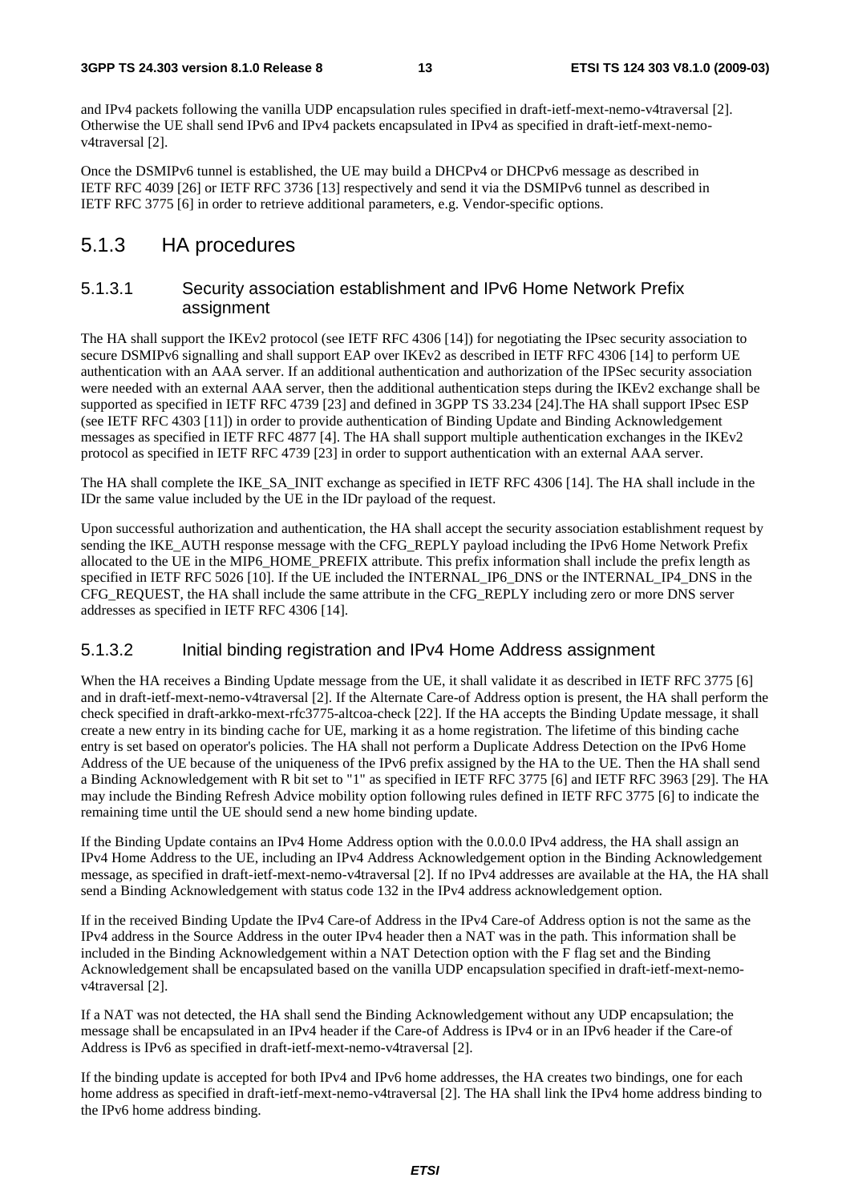and IPv4 packets following the vanilla UDP encapsulation rules specified in draft-ietf-mext-nemo-v4traversal [2]. Otherwise the UE shall send IPv6 and IPv4 packets encapsulated in IPv4 as specified in draft-ietf-mext-nemo-v4traversal [2].

Once the DSMIPv6 tunnel is established, the UE may build a DHCPv4 or DHCPv6 message as described in IETF RFC 4039 [26] or IETF RFC 3736 [13] respectively and send it via the DSMIPv6 tunnel as described in IETF RFC 3775 [6] in order to retrieve additional parameters, e.g. Vendor-specific options.

## 5.1.3 HA procedures

### 5.1.3.1 Security association establishment and IPv6 Home Network Prefix assignment

The HA shall support the IKEv2 protocol (see IETF RFC 4306 [14]) for negotiating the IPsec security association to secure DSMIPv6 signalling and shall support EAP over IKEv2 as described in IETF RFC 4306 [14] to perform UE authentication with an AAA server. If an additional authentication and authorization of the IPSec security association were needed with an external AAA server, then the additional authentication steps during the IKEv2 exchange shall be supported as specified in IETF RFC 4739 [23] and defined in 3GPP TS 33.234 [24].The HA shall support IPsec ESP (see IETF RFC 4303 [11]) in order to provide authentication of Binding Update and Binding Acknowledgement messages as specified in IETF RFC 4877 [4]. The HA shall support multiple authentication exchanges in the IKEv2 protocol as specified in IETF RFC 4739 [23] in order to support authentication with an external AAA server.

The HA shall complete the IKE_SA_INIT exchange as specified in IETF RFC 4306 [14]. The HA shall include in the IDr the same value included by the UE in the IDr payload of the request.

Upon successful authorization and authentication, the HA shall accept the security association establishment request by sending the IKE_AUTH response message with the CFG_REPLY payload including the IPv6 Home Network Prefix allocated to the UE in the MIP6_HOME_PREFIX attribute. This prefix information shall include the prefix length as specified in IETF RFC 5026 [10]. If the UE included the INTERNAL_IP6_DNS or the INTERNAL_IP4_DNS in the CFG_REQUEST, the HA shall include the same attribute in the CFG_REPLY including zero or more DNS server addresses as specified in IETF RFC 4306 [14].

### 5.1.3.2 Initial binding registration and IPv4 Home Address assignment

When the HA receives a Binding Update message from the UE, it shall validate it as described in IETF RFC 3775 [6] and in draft-ietf-mext-nemo-v4traversal [2]. If the Alternate Care-of Address option is present, the HA shall perform the check specified in draft-arkko-mext-rfc3775-altcoa-check [22]. If the HA accepts the Binding Update message, it shall create a new entry in its binding cache for UE, marking it as a home registration. The lifetime of this binding cache entry is set based on operator's policies. The HA shall not perform a Duplicate Address Detection on the IPv6 Home Address of the UE because of the uniqueness of the IPv6 prefix assigned by the HA to the UE. Then the HA shall send a Binding Acknowledgement with R bit set to "1" as specified in IETF RFC 3775 [6] and IETF RFC 3963 [29]. The HA may include the Binding Refresh Advice mobility option following rules defined in IETF RFC 3775 [6] to indicate the remaining time until the UE should send a new home binding update.

If the Binding Update contains an IPv4 Home Address option with the 0.0.0.0 IPv4 address, the HA shall assign an IPv4 Home Address to the UE, including an IPv4 Address Acknowledgement option in the Binding Acknowledgement message, as specified in draft-ietf-mext-nemo-v4traversal [2]. If no IPv4 addresses are available at the HA, the HA shall send a Binding Acknowledgement with status code 132 in the IPv4 address acknowledgement option.

If in the received Binding Update the IPv4 Care-of Address in the IPv4 Care-of Address option is not the same as the IPv4 address in the Source Address in the outer IPv4 header then a NAT was in the path. This information shall be included in the Binding Acknowledgement within a NAT Detection option with the F flag set and the Binding Acknowledgement shall be encapsulated based on the vanilla UDP encapsulation specified in draft-ietf-mext-nemo-v4traversal [2].

If a NAT was not detected, the HA shall send the Binding Acknowledgement without any UDP encapsulation; the message shall be encapsulated in an IPv4 header if the Care-of Address is IPv4 or in an IPv6 header if the Care-of Address is IPv6 as specified in draft-ietf-mext-nemo-v4traversal [2].

If the binding update is accepted for both IPv4 and IPv6 home addresses, the HA creates two bindings, one for each home address as specified in draft-ietf-mext-nemo-v4traversal [2]. The HA shall link the IPv4 home address binding to the IPv6 home address binding.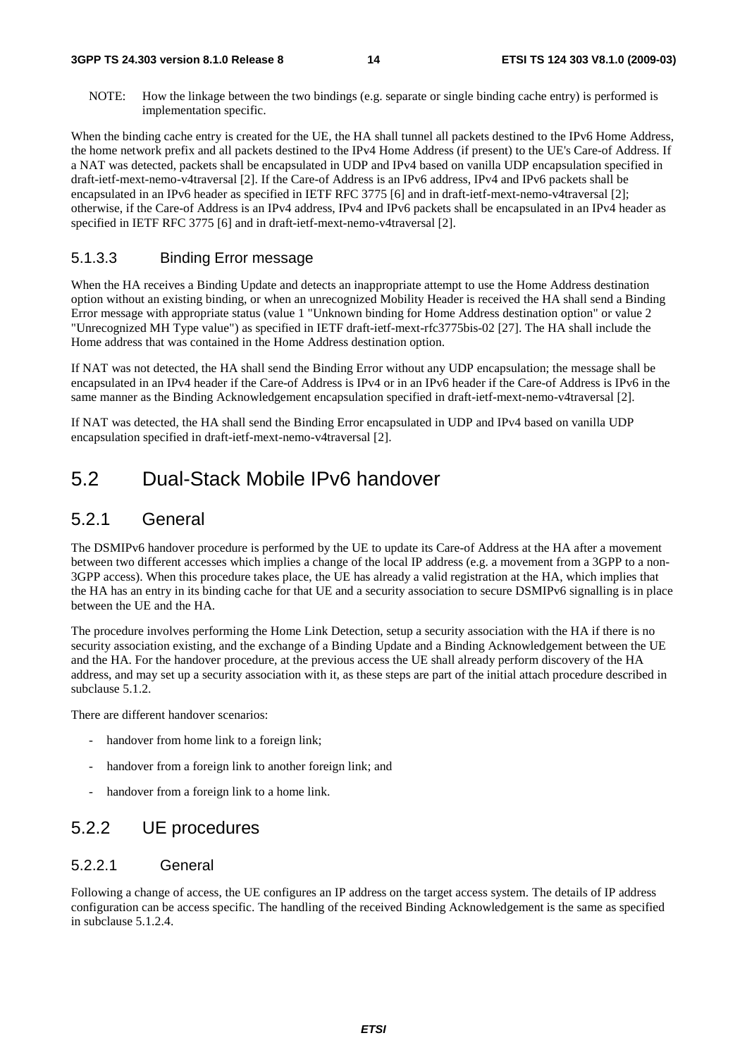NOTE: How the linkage between the two bindings (e.g. separate or single binding cache entry) is performed is implementation specific.

When the binding cache entry is created for the UE, the HA shall tunnel all packets destined to the IPv6 Home Address, the home network prefix and all packets destined to the IPv4 Home Address (if present) to the UE's Care-of Address. If a NAT was detected, packets shall be encapsulated in UDP and IPv4 based on vanilla UDP encapsulation specified in draft-ietf-mext-nemo-v4traversal [2]. If the Care-of Address is an IPv6 address, IPv4 and IPv6 packets shall be encapsulated in an IPv6 header as specified in IETF RFC 3775 [6] and in draft-ietf-mext-nemo-v4traversal [2]; otherwise, if the Care-of Address is an IPv4 address, IPv4 and IPv6 packets shall be encapsulated in an IPv4 header as specified in IETF RFC 3775 [6] and in draft-ietf-mext-nemo-v4traversal [2].

#### 5.1.3.3 Binding Error message

When the HA receives a Binding Update and detects an inappropriate attempt to use the Home Address destination option without an existing binding, or when an unrecognized Mobility Header is received the HA shall send a Binding Error message with appropriate status (value 1 "Unknown binding for Home Address destination option" or value 2 "Unrecognized MH Type value") as specified in IETF draft-ietf-mext-rfc3775bis-02 [27]. The HA shall include the Home address that was contained in the Home Address destination option.

If NAT was not detected, the HA shall send the Binding Error without any UDP encapsulation; the message shall be encapsulated in an IPv4 header if the Care-of Address is IPv4 or in an IPv6 header if the Care-of Address is IPv6 in the same manner as the Binding Acknowledgement encapsulation specified in draft-ietf-mext-nemo-v4traversal [2].

If NAT was detected, the HA shall send the Binding Error encapsulated in UDP and IPv4 based on vanilla UDP encapsulation specified in draft-ietf-mext-nemo-v4traversal [2].

## 5.2 Dual-Stack Mobile IPv6 handover

### 5.2.1 General

The DSMIPv6 handover procedure is performed by the UE to update its Care-of Address at the HA after a movement between two different accesses which implies a change of the local IP address (e.g. a movement from a 3GPP to a non-3GPP access). When this procedure takes place, the UE has already a valid registration at the HA, which implies that the HA has an entry in its binding cache for that UE and a security association to secure DSMIPv6 signalling is in place between the UE and the HA.

The procedure involves performing the Home Link Detection, setup a security association with the HA if there is no security association existing, and the exchange of a Binding Update and a Binding Acknowledgement between the UE and the HA. For the handover procedure, at the previous access the UE shall already perform discovery of the HA address, and may set up a security association with it, as these steps are part of the initial attach procedure described in subclause 5.1.2.

There are different handover scenarios:

- handover from home link to a foreign link;
- handover from a foreign link to another foreign link; and
- handover from a foreign link to a home link.

### 5.2.2 UE procedures

#### 5.2.2.1 General

Following a change of access, the UE configures an IP address on the target access system. The details of IP address configuration can be access specific. The handling of the received Binding Acknowledgement is the same as specified in subclause 5.1.2.4.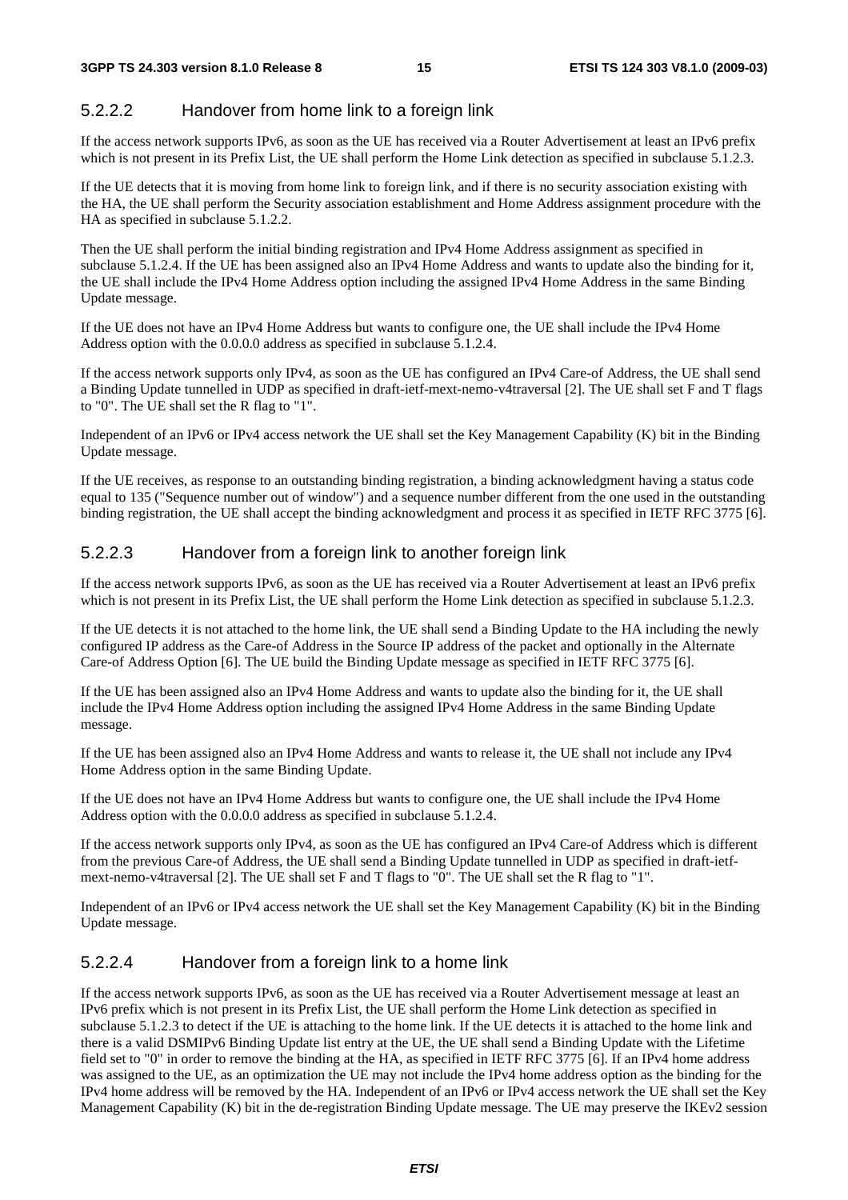### 5.2.2.2 Handover from home link to a foreign link

If the access network supports IPv6, as soon as the UE has received via a Router Advertisement at least an IPv6 prefix which is not present in its Prefix List, the UE shall perform the Home Link detection as specified in subclause 5.1.2.3.

If the UE detects that it is moving from home link to foreign link, and if there is no security association existing with the HA, the UE shall perform the Security association establishment and Home Address assignment procedure with the HA as specified in subclause 5.1.2.2.

Then the UE shall perform the initial binding registration and IPv4 Home Address assignment as specified in subclause 5.1.2.4. If the UE has been assigned also an IPv4 Home Address and wants to update also the binding for it, the UE shall include the IPv4 Home Address option including the assigned IPv4 Home Address in the same Binding Update message.

If the UE does not have an IPv4 Home Address but wants to configure one, the UE shall include the IPv4 Home Address option with the 0.0.0.0 address as specified in subclause 5.1.2.4.

If the access network supports only IPv4, as soon as the UE has configured an IPv4 Care-of Address, the UE shall send a Binding Update tunnelled in UDP as specified in draft-ietf-mext-nemo-v4traversal [2]. The UE shall set F and T flags to "0". The UE shall set the R flag to "1".

Independent of an IPv6 or IPv4 access network the UE shall set the Key Management Capability (K) bit in the Binding Update message.

If the UE receives, as response to an outstanding binding registration, a binding acknowledgment having a status code equal to 135 ("Sequence number out of window") and a sequence number different from the one used in the outstanding binding registration, the UE shall accept the binding acknowledgment and process it as specified in IETF RFC 3775 [6].

### 5.2.2.3 Handover from a foreign link to another foreign link

If the access network supports IPv6, as soon as the UE has received via a Router Advertisement at least an IPv6 prefix which is not present in its Prefix List, the UE shall perform the Home Link detection as specified in subclause 5.1.2.3.

If the UE detects it is not attached to the home link, the UE shall send a Binding Update to the HA including the newly configured IP address as the Care-of Address in the Source IP address of the packet and optionally in the Alternate Care-of Address Option [6]. The UE build the Binding Update message as specified in IETF RFC 3775 [6].

If the UE has been assigned also an IPv4 Home Address and wants to update also the binding for it, the UE shall include the IPv4 Home Address option including the assigned IPv4 Home Address in the same Binding Update message.

If the UE has been assigned also an IPv4 Home Address and wants to release it, the UE shall not include any IPv4 Home Address option in the same Binding Update.

If the UE does not have an IPv4 Home Address but wants to configure one, the UE shall include the IPv4 Home Address option with the 0.0.0.0 address as specified in subclause 5.1.2.4.

If the access network supports only IPv4, as soon as the UE has configured an IPv4 Care-of Address which is different from the previous Care-of Address, the UE shall send a Binding Update tunnelled in UDP as specified in draft-ietf-mext-nemo-v4traversal [2]. The UE shall set F and T flags to "0". The UE shall set the R flag to "1".

Independent of an IPv6 or IPv4 access network the UE shall set the Key Management Capability (K) bit in the Binding Update message.

### 5.2.2.4 Handover from a foreign link to a home link

If the access network supports IPv6, as soon as the UE has received via a Router Advertisement message at least an IPv6 prefix which is not present in its Prefix List, the UE shall perform the Home Link detection as specified in subclause 5.1.2.3 to detect if the UE is attaching to the home link. If the UE detects it is attached to the home link and there is a valid DSMIPv6 Binding Update list entry at the UE, the UE shall send a Binding Update with the Lifetime field set to "0" in order to remove the binding at the HA, as specified in IETF RFC 3775 [6]. If an IPv4 home address was assigned to the UE, as an optimization the UE may not include the IPv4 home address option as the binding for the IPv4 home address will be removed by the HA. Independent of an IPv6 or IPv4 access network the UE shall set the Key Management Capability (K) bit in the de-registration Binding Update message. The UE may preserve the IKEv2 session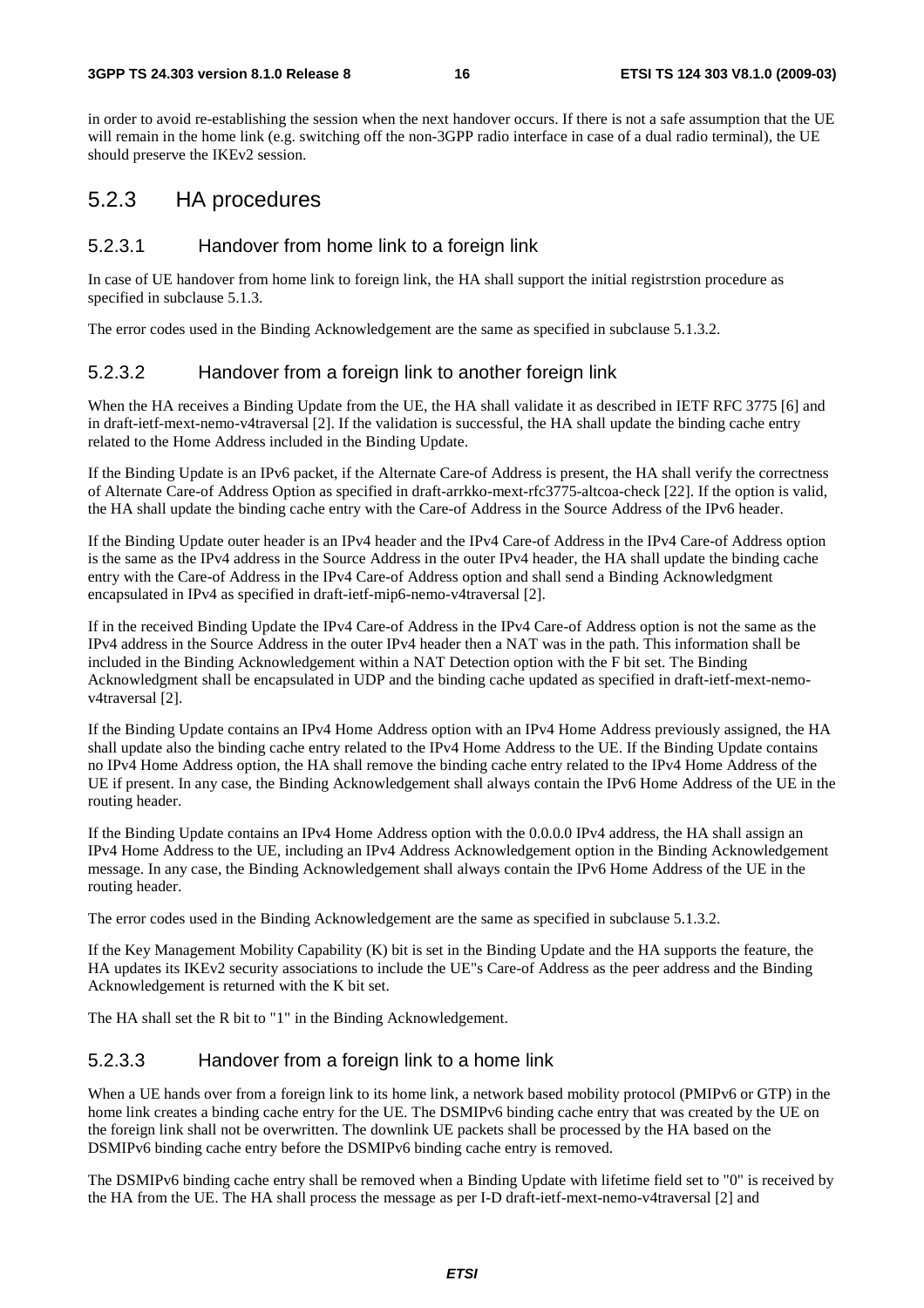in order to avoid re-establishing the session when the next handover occurs. If there is not a safe assumption that the UE will remain in the home link (e.g. switching off the non-3GPP radio interface in case of a dual radio terminal), the UE should preserve the IKEv2 session.

### 5.2.3 HA procedures

#### 5.2.3.1 Handover from home link to a foreign link

In case of UE handover from home link to foreign link, the HA shall support the initial registrstion procedure as specified in subclause 5.1.3.

The error codes used in the Binding Acknowledgement are the same as specified in subclause 5.1.3.2.

#### 5.2.3.2 Handover from a foreign link to another foreign link

When the HA receives a Binding Update from the UE, the HA shall validate it as described in IETF RFC 3775 [6] and in draft-ietf-mext-nemo-v4traversal [2]. If the validation is successful, the HA shall update the binding cache entry related to the Home Address included in the Binding Update.

If the Binding Update is an IPv6 packet, if the Alternate Care-of Address is present, the HA shall verify the correctness of Alternate Care-of Address Option as specified in draft-arrkko-mext-rfc3775-altcoa-check [22]. If the option is valid, the HA shall update the binding cache entry with the Care-of Address in the Source Address of the IPv6 header.

If the Binding Update outer header is an IPv4 header and the IPv4 Care-of Address in the IPv4 Care-of Address option is the same as the IPv4 address in the Source Address in the outer IPv4 header, the HA shall update the binding cache entry with the Care-of Address in the IPv4 Care-of Address option and shall send a Binding Acknowledgment encapsulated in IPv4 as specified in draft-ietf-mip6-nemo-v4traversal [2].

If in the received Binding Update the IPv4 Care-of Address in the IPv4 Care-of Address option is not the same as the IPv4 address in the Source Address in the outer IPv4 header then a NAT was in the path. This information shall be included in the Binding Acknowledgement within a NAT Detection option with the F bit set. The Binding Acknowledgment shall be encapsulated in UDP and the binding cache updated as specified in draft-ietf-mext-nemo-v4traversal [2].

If the Binding Update contains an IPv4 Home Address option with an IPv4 Home Address previously assigned, the HA shall update also the binding cache entry related to the IPv4 Home Address to the UE. If the Binding Update contains no IPv4 Home Address option, the HA shall remove the binding cache entry related to the IPv4 Home Address of the UE if present. In any case, the Binding Acknowledgement shall always contain the IPv6 Home Address of the UE in the routing header.

If the Binding Update contains an IPv4 Home Address option with the 0.0.0.0 IPv4 address, the HA shall assign an IPv4 Home Address to the UE, including an IPv4 Address Acknowledgement option in the Binding Acknowledgement message. In any case, the Binding Acknowledgement shall always contain the IPv6 Home Address of the UE in the routing header.

The error codes used in the Binding Acknowledgement are the same as specified in subclause 5.1.3.2.

If the Key Management Mobility Capability (K) bit is set in the Binding Update and the HA supports the feature, the HA updates its IKEv2 security associations to include the UE"s Care-of Address as the peer address and the Binding Acknowledgement is returned with the K bit set.

The HA shall set the R bit to "1" in the Binding Acknowledgement.

#### 5.2.3.3 Handover from a foreign link to a home link

When a UE hands over from a foreign link to its home link, a network based mobility protocol (PMIPv6 or GTP) in the home link creates a binding cache entry for the UE. The DSMIPv6 binding cache entry that was created by the UE on the foreign link shall not be overwritten. The downlink UE packets shall be processed by the HA based on the DSMIPv6 binding cache entry before the DSMIPv6 binding cache entry is removed.

The DSMIPv6 binding cache entry shall be removed when a Binding Update with lifetime field set to "0" is received by the HA from the UE. The HA shall process the message as per I-D draft-ietf-mext-nemo-v4traversal [2] and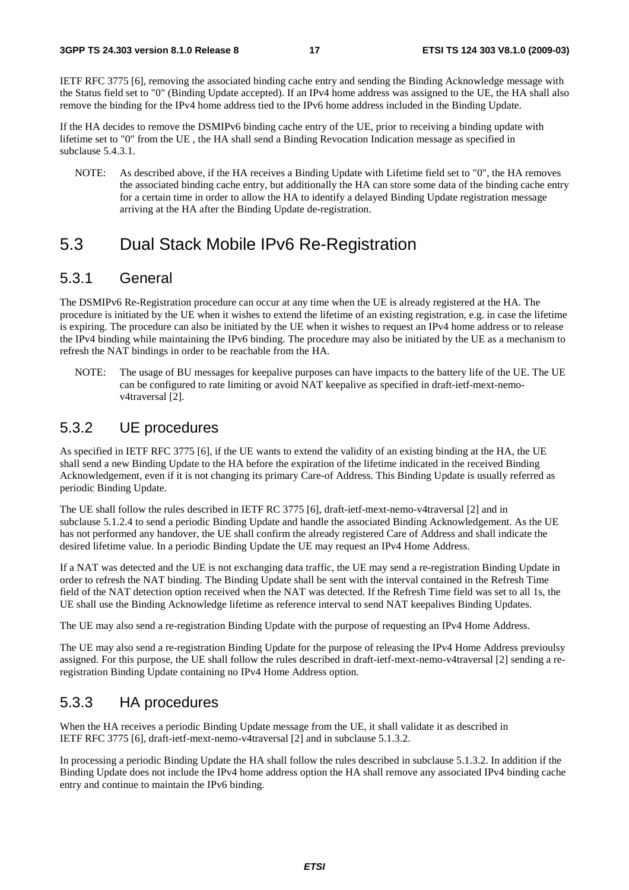IETF RFC 3775 [6], removing the associated binding cache entry and sending the Binding Acknowledge message with the Status field set to "0" (Binding Update accepted). If an IPv4 home address was assigned to the UE, the HA shall also remove the binding for the IPv4 home address tied to the IPv6 home address included in the Binding Update.

If the HA decides to remove the DSMIPv6 binding cache entry of the UE, prior to receiving a binding update with lifetime set to "0" from the UE , the HA shall send a Binding Revocation Indication message as specified in subclause 5.4.3.1.

NOTE: As described above, if the HA receives a Binding Update with Lifetime field set to "0", the HA removes the associated binding cache entry, but additionally the HA can store some data of the binding cache entry for a certain time in order to allow the HA to identify a delayed Binding Update registration message arriving at the HA after the Binding Update de-registration.

# 5.3 Dual Stack Mobile IPv6 Re-Registration

## 5.3.1 General

The DSMIPv6 Re-Registration procedure can occur at any time when the UE is already registered at the HA. The procedure is initiated by the UE when it wishes to extend the lifetime of an existing registration, e.g. in case the lifetime is expiring. The procedure can also be initiated by the UE when it wishes to request an IPv4 home address or to release the IPv4 binding while maintaining the IPv6 binding. The procedure may also be initiated by the UE as a mechanism to refresh the NAT bindings in order to be reachable from the HA.

NOTE: The usage of BU messages for keepalive purposes can have impacts to the battery life of the UE. The UE can be configured to rate limiting or avoid NAT keepalive as specified in draft-ietf-mext-nemo-v4traversal [2].

## 5.3.2 UE procedures

As specified in IETF RFC 3775 [6], if the UE wants to extend the validity of an existing binding at the HA, the UE shall send a new Binding Update to the HA before the expiration of the lifetime indicated in the received Binding Acknowledgement, even if it is not changing its primary Care-of Address. This Binding Update is usually referred as periodic Binding Update.

The UE shall follow the rules described in IETF RC 3775 [6], draft-ietf-mext-nemo-v4traversal [2] and in subclause 5.1.2.4 to send a periodic Binding Update and handle the associated Binding Acknowledgement. As the UE has not performed any handover, the UE shall confirm the already registered Care of Address and shall indicate the desired lifetime value. In a periodic Binding Update the UE may request an IPv4 Home Address.

If a NAT was detected and the UE is not exchanging data traffic, the UE may send a re-registration Binding Update in order to refresh the NAT binding. The Binding Update shall be sent with the interval contained in the Refresh Time field of the NAT detection option received when the NAT was detected. If the Refresh Time field was set to all 1s, the UE shall use the Binding Acknowledge lifetime as reference interval to send NAT keepalives Binding Updates.

The UE may also send a re-registration Binding Update with the purpose of requesting an IPv4 Home Address.

The UE may also send a re-registration Binding Update for the purpose of releasing the IPv4 Home Address previoulsy assigned. For this purpose, the UE shall follow the rules described in draft-ietf-mext-nemo-v4traversal [2] sending a re-registration Binding Update containing no IPv4 Home Address option.

## 5.3.3 HA procedures

When the HA receives a periodic Binding Update message from the UE, it shall validate it as described in IETF RFC 3775 [6], draft-ietf-mext-nemo-v4traversal [2] and in subclause 5.1.3.2.

In processing a periodic Binding Update the HA shall follow the rules described in subclause 5.1.3.2. In addition if the Binding Update does not include the IPv4 home address option the HA shall remove any associated IPv4 binding cache entry and continue to maintain the IPv6 binding.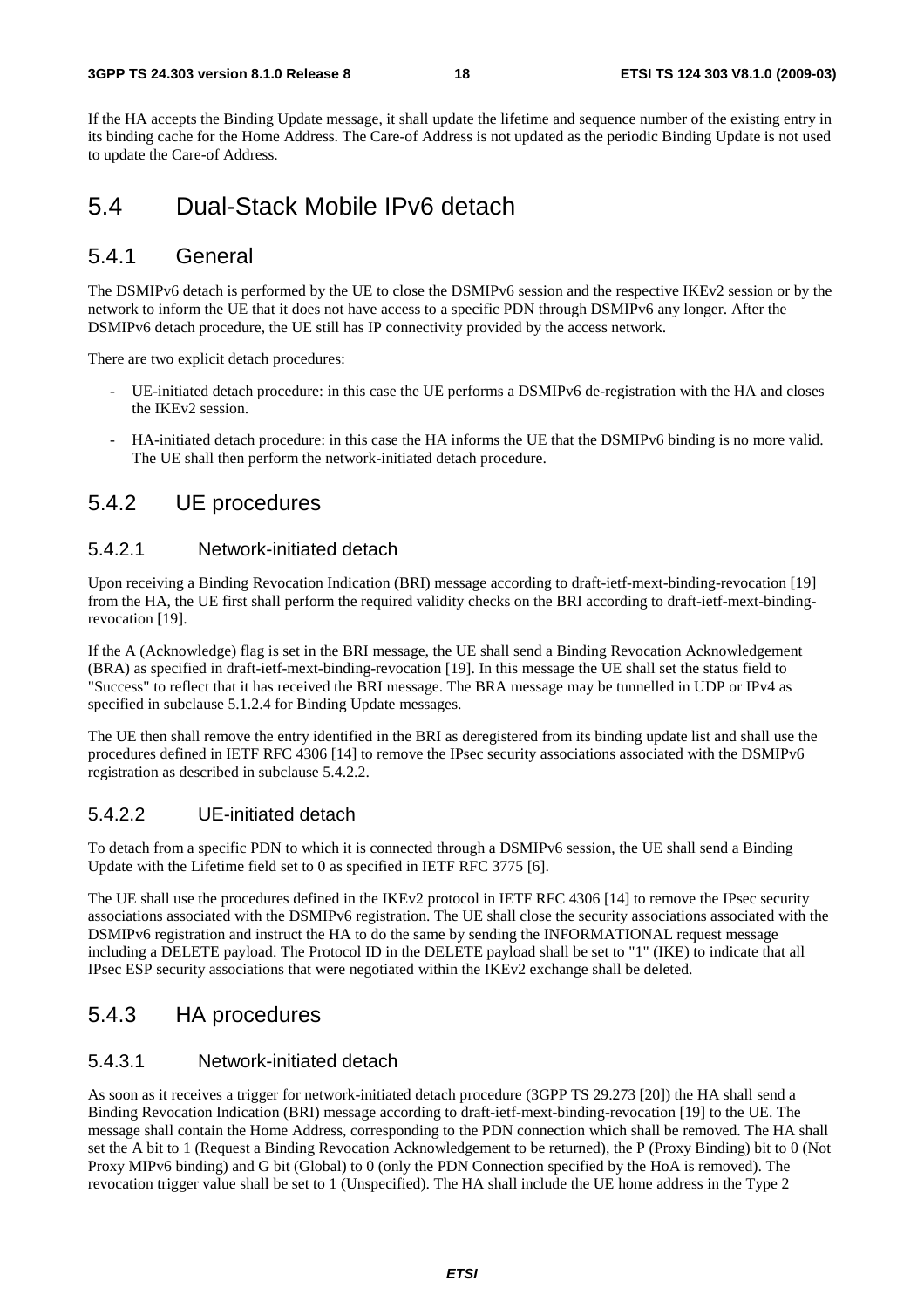If the HA accepts the Binding Update message, it shall update the lifetime and sequence number of the existing entry in its binding cache for the Home Address. The Care-of Address is not updated as the periodic Binding Update is not used to update the Care-of Address.

# 5.4 Dual-Stack Mobile IPv6 detach

## 5.4.1 General

The DSMIPv6 detach is performed by the UE to close the DSMIPv6 session and the respective IKEv2 session or by the network to inform the UE that it does not have access to a specific PDN through DSMIPv6 any longer. After the DSMIPv6 detach procedure, the UE still has IP connectivity provided by the access network.

There are two explicit detach procedures:

- UE-initiated detach procedure: in this case the UE performs a DSMIPv6 de-registration with the HA and closes the IKEv2 session.
- HA-initiated detach procedure: in this case the HA informs the UE that the DSMIPv6 binding is no more valid. The UE shall then perform the network-initiated detach procedure.

## 5.4.2 UE procedures

### 5.4.2.1 Network-initiated detach

Upon receiving a Binding Revocation Indication (BRI) message according to draft-ietf-mext-binding-revocation [19] from the HA, the UE first shall perform the required validity checks on the BRI according to draft-ietf-mext-binding-revocation [19].

If the A (Acknowledge) flag is set in the BRI message, the UE shall send a Binding Revocation Acknowledgement (BRA) as specified in draft-ietf-mext-binding-revocation [19]. In this message the UE shall set the status field to "Success" to reflect that it has received the BRI message. The BRA message may be tunnelled in UDP or IPv4 as specified in subclause 5.1.2.4 for Binding Update messages.

The UE then shall remove the entry identified in the BRI as deregistered from its binding update list and shall use the procedures defined in IETF RFC 4306 [14] to remove the IPsec security associations associated with the DSMIPv6 registration as described in subclause 5.4.2.2.

### 5.4.2.2 UE-initiated detach

To detach from a specific PDN to which it is connected through a DSMIPv6 session, the UE shall send a Binding Update with the Lifetime field set to 0 as specified in IETF RFC 3775 [6].

The UE shall use the procedures defined in the IKEv2 protocol in IETF RFC 4306 [14] to remove the IPsec security associations associated with the DSMIPv6 registration. The UE shall close the security associations associated with the DSMIPv6 registration and instruct the HA to do the same by sending the INFORMATIONAL request message including a DELETE payload. The Protocol ID in the DELETE payload shall be set to "1" (IKE) to indicate that all IPsec ESP security associations that were negotiated within the IKEv2 exchange shall be deleted.

## 5.4.3 HA procedures

### 5.4.3.1 Network-initiated detach

As soon as it receives a trigger for network-initiated detach procedure (3GPP TS 29.273 [20]) the HA shall send a Binding Revocation Indication (BRI) message according to draft-ietf-mext-binding-revocation [19] to the UE. The message shall contain the Home Address, corresponding to the PDN connection which shall be removed. The HA shall set the A bit to 1 (Request a Binding Revocation Acknowledgement to be returned), the P (Proxy Binding) bit to 0 (Not Proxy MIPv6 binding) and G bit (Global) to 0 (only the PDN Connection specified by the HoA is removed). The revocation trigger value shall be set to 1 (Unspecified). The HA shall include the UE home address in the Type 2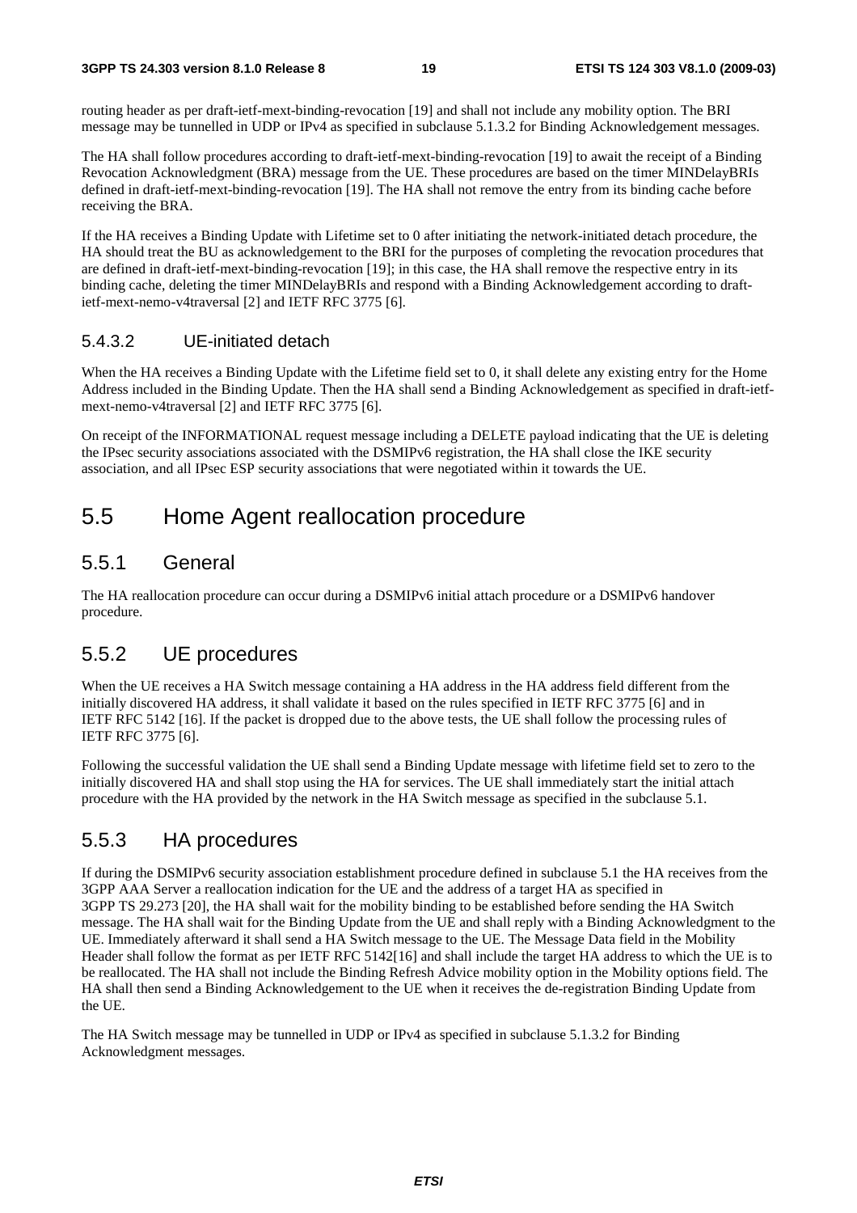routing header as per draft-ietf-mext-binding-revocation [19] and shall not include any mobility option. The BRI message may be tunnelled in UDP or IPv4 as specified in subclause 5.1.3.2 for Binding Acknowledgement messages.

The HA shall follow procedures according to draft-ietf-mext-binding-revocation [19] to await the receipt of a Binding Revocation Acknowledgment (BRA) message from the UE. These procedures are based on the timer MINDelayBRIs defined in draft-ietf-mext-binding-revocation [19]. The HA shall not remove the entry from its binding cache before receiving the BRA.

If the HA receives a Binding Update with Lifetime set to 0 after initiating the network-initiated detach procedure, the HA should treat the BU as acknowledgement to the BRI for the purposes of completing the revocation procedures that are defined in draft-ietf-mext-binding-revocation [19]; in this case, the HA shall remove the respective entry in its binding cache, deleting the timer MINDelayBRIs and respond with a Binding Acknowledgement according to draft-ietf-mext-nemo-v4traversal [2] and IETF RFC 3775 [6].

#### 5.4.3.2 UE-initiated detach

When the HA receives a Binding Update with the Lifetime field set to 0, it shall delete any existing entry for the Home Address included in the Binding Update. Then the HA shall send a Binding Acknowledgement as specified in draft-ietf-mext-nemo-v4traversal [2] and IETF RFC 3775 [6].

On receipt of the INFORMATIONAL request message including a DELETE payload indicating that the UE is deleting the IPsec security associations associated with the DSMIPv6 registration, the HA shall close the IKE security association, and all IPsec ESP security associations that were negotiated within it towards the UE.

## 5.5 Home Agent reallocation procedure

### 5.5.1 General

The HA reallocation procedure can occur during a DSMIPv6 initial attach procedure or a DSMIPv6 handover procedure.

### 5.5.2 UE procedures

When the UE receives a HA Switch message containing a HA address in the HA address field different from the initially discovered HA address, it shall validate it based on the rules specified in IETF RFC 3775 [6] and in IETF RFC 5142 [16]. If the packet is dropped due to the above tests, the UE shall follow the processing rules of IETF RFC 3775 [6].

Following the successful validation the UE shall send a Binding Update message with lifetime field set to zero to the initially discovered HA and shall stop using the HA for services. The UE shall immediately start the initial attach procedure with the HA provided by the network in the HA Switch message as specified in the subclause 5.1.

### 5.5.3 HA procedures

If during the DSMIPv6 security association establishment procedure defined in subclause 5.1 the HA receives from the 3GPP AAA Server a reallocation indication for the UE and the address of a target HA as specified in 3GPP TS 29.273 [20], the HA shall wait for the mobility binding to be established before sending the HA Switch message. The HA shall wait for the Binding Update from the UE and shall reply with a Binding Acknowledgment to the UE. Immediately afterward it shall send a HA Switch message to the UE. The Message Data field in the Mobility Header shall follow the format as per IETF RFC 5142[16] and shall include the target HA address to which the UE is to be reallocated. The HA shall not include the Binding Refresh Advice mobility option in the Mobility options field. The HA shall then send a Binding Acknowledgement to the UE when it receives the de-registration Binding Update from the UE.

The HA Switch message may be tunnelled in UDP or IPv4 as specified in subclause 5.1.3.2 for Binding Acknowledgment messages.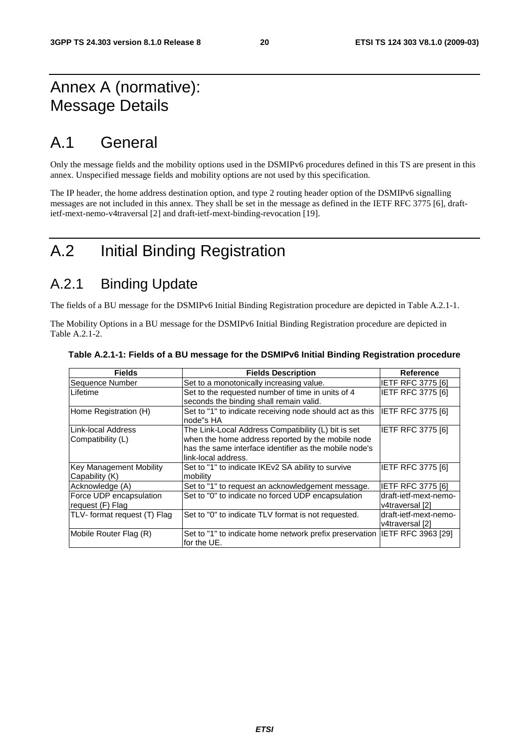# Annex A (normative): Message Details

# A.1 General

Only the message fields and the mobility options used in the DSMIPv6 procedures defined in this TS are present in this annex. Unspecified message fields and mobility options are not used by this specification.

The IP header, the home address destination option, and type 2 routing header option of the DSMIPv6 signalling messages are not included in this annex. They shall be set in the message as defined in the IETF RFC 3775 [6], draft-ietf-mext-nemo-v4traversal [2] and draft-ietf-mext-binding-revocation [19].

# A.2 Initial Binding Registration

## A.2.1 Binding Update

The fields of a BU message for the DSMIPv6 Initial Binding Registration procedure are depicted in Table A.2.1-1.

The Mobility Options in a BU message for the DSMIPv6 Initial Binding Registration procedure are depicted in Table A.2.1-2.

**Table A.2.1-1: Fields of a BU message for the DSMIPv6 Initial Binding Registration procedure**

| Fields | Fields Description | Reference |
|---|---|---|
| Sequence Number | Set to a monotonically increasing value. | IETF RFC 3775 [6] |
| Lifetime | Set to the requested number of time in units of 4 seconds the binding shall remain valid. | IETF RFC 3775 [6] |
| Home Registration (H) | Set to "1" to indicate receiving node should act as this node"s HA | IETF RFC 3775 [6] |
| Link-local Address Compatibility (L) | The Link-Local Address Compatibility (L) bit is set when the home address reported by the mobile node has the same interface identifier as the mobile node's link-local address. | IETF RFC 3775 [6] |
| Key Management Mobility Capability (K) | Set to "1" to indicate IKEv2 SA ability to survive mobility | IETF RFC 3775 [6] |
| Acknowledge (A) | Set to "1" to request an acknowledgement message. | IETF RFC 3775 [6] |
| Force UDP encapsulation request (F) Flag | Set to "0" to indicate no forced UDP encapsulation | draft-ietf-mext-nemo-v4traversal [2] |
| TLV- format request (T) Flag | Set to "0" to indicate TLV format is not requested. | draft-ietf-mext-nemo-v4traversal [2] |
| Mobile Router Flag (R) | Set to "1" to indicate home network prefix preservation for the UE. | IETF RFC 3963 [29] |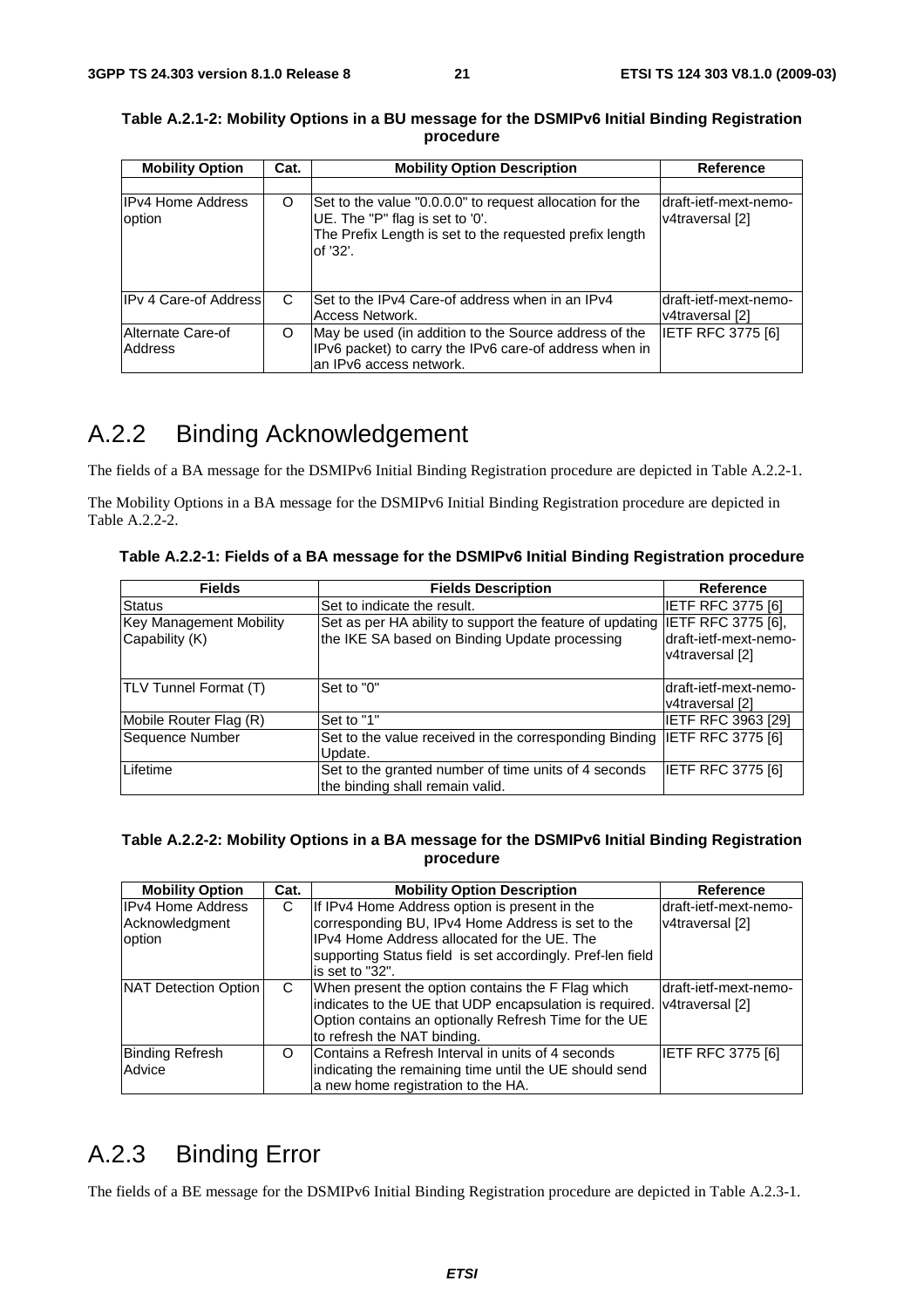**Table A.2.1-2: Mobility Options in a BU message for the DSMIPv6 Initial Binding Registration procedure**

| Mobility Option | Cat. | Mobility Option Description | Reference |
|---|---|---|---|
| | | | |
| IPv4 Home Address option | O | Set to the value "0.0.0.0" to request allocation for the UE. The "P" flag is set to '0'. The Prefix Length is set to the requested prefix length of '32'. | draft-ietf-mext-nemo-v4traversal [2] |
| IPv 4 Care-of Address | C | Set to the IPv4 Care-of address when in an IPv4 Access Network. | draft-ietf-mext-nemo-v4traversal [2] |
| Alternate Care-of Address | O | May be used (in addition to the Source address of the IPv6 packet) to carry the IPv6 care-of address when in an IPv6 access network. | IETF RFC 3775 [6] |

# A.2.2 Binding Acknowledgement

The fields of a BA message for the DSMIPv6 Initial Binding Registration procedure are depicted in Table A.2.2-1.

The Mobility Options in a BA message for the DSMIPv6 Initial Binding Registration procedure are depicted in Table A.2.2-2.

**Table A.2.2-1: Fields of a BA message for the DSMIPv6 Initial Binding Registration procedure**

| Fields | Fields Description | Reference |
|---|---|---|
| Status | Set to indicate the result. | IETF RFC 3775 [6] |
| Key Management Mobility Capability (K) | Set as per HA ability to support the feature of updating the IKE SA based on Binding Update processing | IETF RFC 3775 [6], draft-ietf-mext-nemo-v4traversal [2] |
| TLV Tunnel Format (T) | Set to "0" | draft-ietf-mext-nemo-v4traversal [2] |
| Mobile Router Flag (R) | Set to "1" | IETF RFC 3963 [29] |
| Sequence Number | Set to the value received in the corresponding Binding Update. | IETF RFC 3775 [6] |
| Lifetime | Set to the granted number of time units of 4 seconds the binding shall remain valid. | IETF RFC 3775 [6] |

**Table A.2.2-2: Mobility Options in a BA message for the DSMIPv6 Initial Binding Registration procedure**

| Mobility Option | Cat. | Mobility Option Description | Reference |
|---|---|---|---|
| IPv4 Home Address Acknowledgment option | C | If IPv4 Home Address option is present in the corresponding BU, IPv4 Home Address is set to the IPv4 Home Address allocated for the UE. The supporting Status field is set accordingly. Pref-len field is set to "32". | draft-ietf-mext-nemo-v4traversal [2] |
| NAT Detection Option | C | When present the option contains the F Flag which indicates to the UE that UDP encapsulation is required. Option contains an optionally Refresh Time for the UE to refresh the NAT binding. | draft-ietf-mext-nemo-v4traversal [2] |
| Binding Refresh Advice | O | Contains a Refresh Interval in units of 4 seconds indicating the remaining time until the UE should send a new home registration to the HA. | IETF RFC 3775 [6] |

# A.2.3 Binding Error

The fields of a BE message for the DSMIPv6 Initial Binding Registration procedure are depicted in Table A.2.3-1.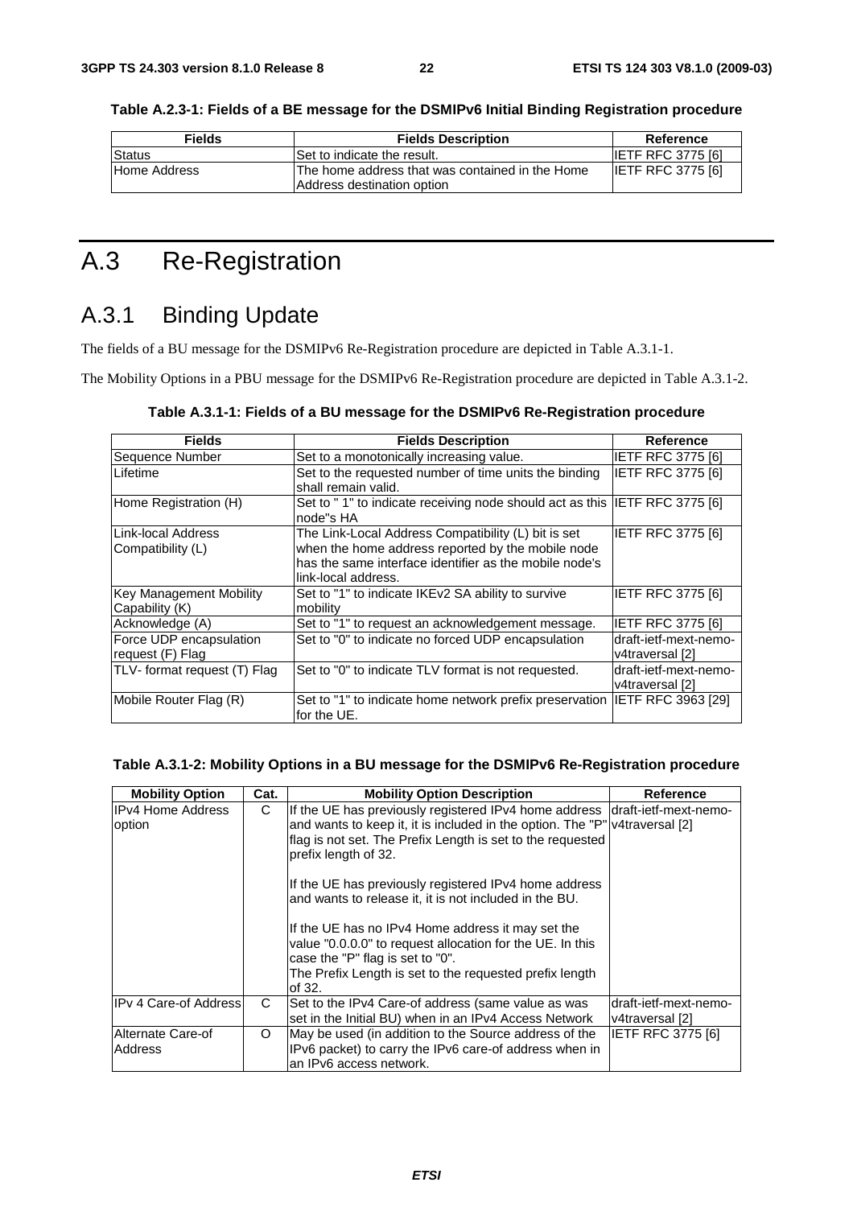**Table A.2.3-1: Fields of a BE message for the DSMIPv6 Initial Binding Registration procedure**

| Fields | Fields Description | Reference |
|---|---|---|
| Status | Set to indicate the result. | IETF RFC 3775 [6] |
| Home Address | The home address that was contained in the Home Address destination option | IETF RFC 3775 [6] |

# A.3 Re-Registration

## A.3.1 Binding Update

The fields of a BU message for the DSMIPv6 Re-Registration procedure are depicted in Table A.3.1-1.

The Mobility Options in a PBU message for the DSMIPv6 Re-Registration procedure are depicted in Table A.3.1-2.

**Table A.3.1-1: Fields of a BU message for the DSMIPv6 Re-Registration procedure**

| Fields | Fields Description | Reference |
|---|---|---|
| Sequence Number | Set to a monotonically increasing value. | IETF RFC 3775 [6] |
| Lifetime | Set to the requested number of time units the binding shall remain valid. | IETF RFC 3775 [6] |
| Home Registration (H) | Set to " 1" to indicate receiving node should act as this node"s HA | IETF RFC 3775 [6] |
| Link-local Address Compatibility (L) | The Link-Local Address Compatibility (L) bit is set when the home address reported by the mobile node has the same interface identifier as the mobile node's link-local address. | IETF RFC 3775 [6] |
| Key Management Mobility Capability (K) | Set to "1" to indicate IKEv2 SA ability to survive mobility | IETF RFC 3775 [6] |
| Acknowledge (A) | Set to "1" to request an acknowledgement message. | IETF RFC 3775 [6] |
| Force UDP encapsulation request (F) Flag | Set to "0" to indicate no forced UDP encapsulation | draft-ietf-mext-nemo-v4traversal [2] |
| TLV- format request (T) Flag | Set to "0" to indicate TLV format is not requested. | draft-ietf-mext-nemo-v4traversal [2] |
| Mobile Router Flag (R) | Set to "1" to indicate home network prefix preservation for the UE. | IETF RFC 3963 [29] |

**Table A.3.1-2: Mobility Options in a BU message for the DSMIPv6 Re-Registration procedure**

| Mobility Option | Cat. | Mobility Option Description | Reference |
|---|---|---|---|
| IPv4 Home Address option | C | If the UE has previously registered IPv4 home address and wants to keep it, it is included in the option. The "P" flag is not set. The Prefix Length is set to the requested prefix length of 32.<br><br>If the UE has previously registered IPv4 home address and wants to release it, it is not included in the BU.<br><br>If the UE has no IPv4 Home address it may set the value "0.0.0.0" to request allocation for the UE. In this case the "P" flag is set to "0".<br>The Prefix Length is set to the requested prefix length of 32. | draft-ietf-mext-nemo-v4traversal [2] |
| IPv 4 Care-of Address | C | Set to the IPv4 Care-of address (same value as was set in the Initial BU) when in an IPv4 Access Network | draft-ietf-mext-nemo-v4traversal [2] |
| Alternate Care-of Address | O | May be used (in addition to the Source address of the IPv6 packet) to carry the IPv6 care-of address when in an IPv6 access network. | IETF RFC 3775 [6] |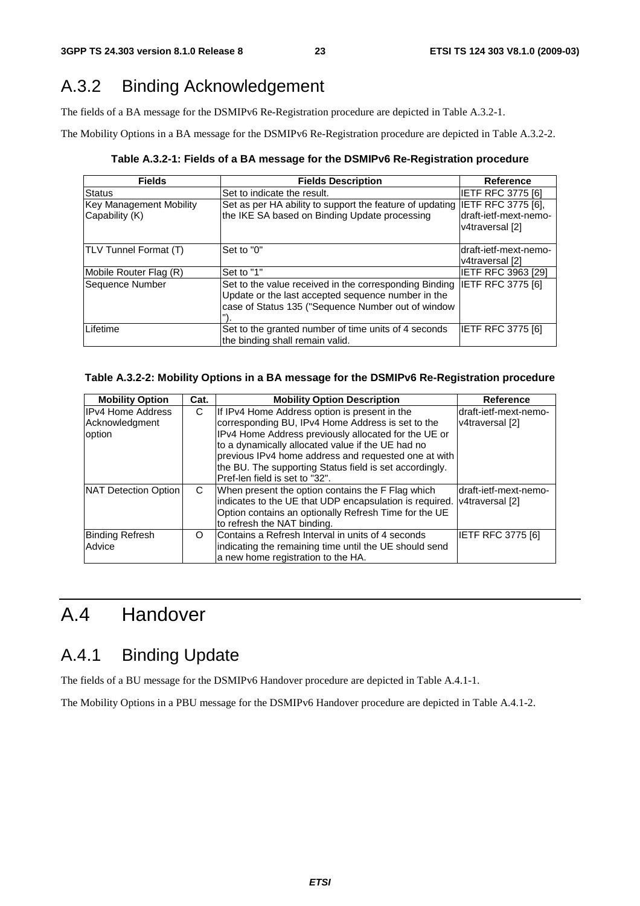## A.3.2 Binding Acknowledgement

The fields of a BA message for the DSMIPv6 Re-Registration procedure are depicted in Table A.3.2-1.

The Mobility Options in a BA message for the DSMIPv6 Re-Registration procedure are depicted in Table A.3.2-2.

**Table A.3.2-1: Fields of a BA message for the DSMIPv6 Re-Registration procedure**

| Fields | Fields Description | Reference |
|---|---|---|
| Status | Set to indicate the result. | IETF RFC 3775 [6] |
| Key Management Mobility Capability (K) | Set as per HA ability to support the feature of updating the IKE SA based on Binding Update processing | IETF RFC 3775 [6], draft-ietf-mext-nemo-v4traversal [2] |
| TLV Tunnel Format (T) | Set to "0" | draft-ietf-mext-nemo-v4traversal [2] |
| Mobile Router Flag (R) | Set to "1" | IETF RFC 3963 [29] |
| Sequence Number | Set to the value received in the corresponding Binding Update or the last accepted sequence number in the case of Status 135 ("Sequence Number out of window "). | IETF RFC 3775 [6] |
| Lifetime | Set to the granted number of time units of 4 seconds the binding shall remain valid. | IETF RFC 3775 [6] |

**Table A.3.2-2: Mobility Options in a BA message for the DSMIPv6 Re-Registration procedure**

| Mobility Option | Cat. | Mobility Option Description | Reference |
|---|---|---|---|
| IPv4 Home Address Acknowledgment option | C | If IPv4 Home Address option is present in the corresponding BU, IPv4 Home Address is set to the IPv4 Home Address previously allocated for the UE or to a dynamically allocated value if the UE had no previous IPv4 home address and requested one at with the BU. The supporting Status field is set accordingly. Pref-len field is set to "32". | draft-ietf-mext-nemo-v4traversal [2] |
| NAT Detection Option | C | When present the option contains the F Flag which indicates to the UE that UDP encapsulation is required. Option contains an optionally Refresh Time for the UE to refresh the NAT binding. | draft-ietf-mext-nemo-v4traversal [2] |
| Binding Refresh Advice | O | Contains a Refresh Interval in units of 4 seconds indicating the remaining time until the UE should send a new home registration to the HA. | IETF RFC 3775 [6] |

# A.4 Handover

## A.4.1 Binding Update

The fields of a BU message for the DSMIPv6 Handover procedure are depicted in Table A.4.1-1.

The Mobility Options in a PBU message for the DSMIPv6 Handover procedure are depicted in Table A.4.1-2.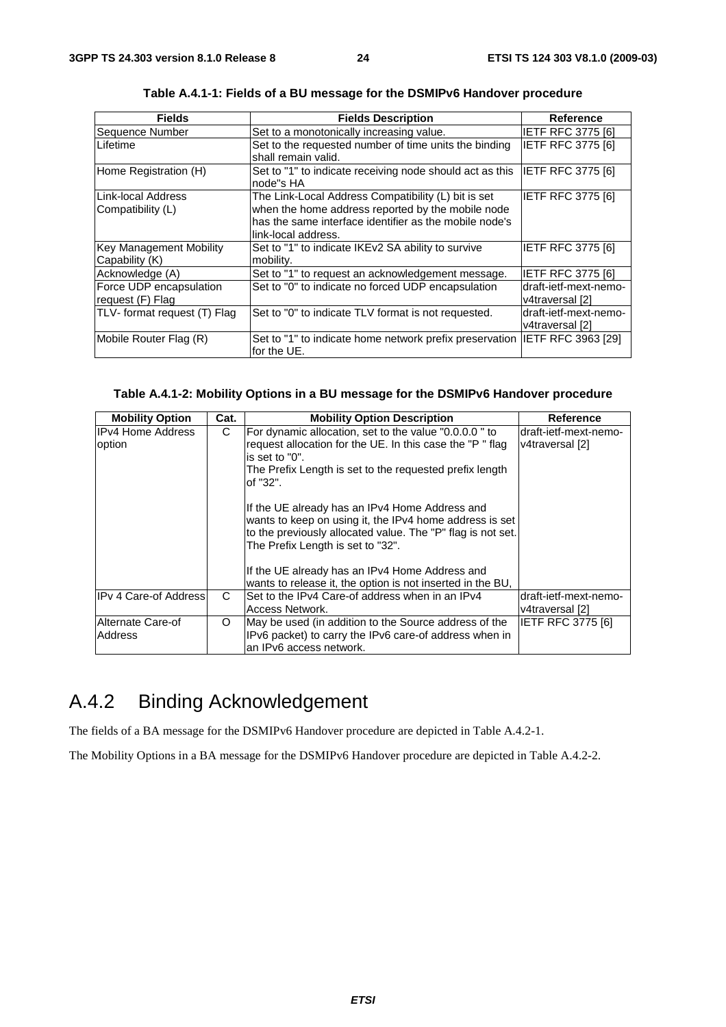**Table A.4.1-1: Fields of a BU message for the DSMIPv6 Handover procedure**

| Fields | Fields Description | Reference |
|---|---|---|
| Sequence Number | Set to a monotonically increasing value. | IETF RFC 3775 [6] |
| Lifetime | Set to the requested number of time units the binding shall remain valid. | IETF RFC 3775 [6] |
| Home Registration (H) | Set to "1" to indicate receiving node should act as this node"s HA | IETF RFC 3775 [6] |
| Link-local Address Compatibility (L) | The Link-Local Address Compatibility (L) bit is set when the home address reported by the mobile node has the same interface identifier as the mobile node's link-local address. | IETF RFC 3775 [6] |
| Key Management Mobility Capability (K) | Set to "1" to indicate IKEv2 SA ability to survive mobility. | IETF RFC 3775 [6] |
| Acknowledge (A) | Set to "1" to request an acknowledgement message. | IETF RFC 3775 [6] |
| Force UDP encapsulation request (F) Flag | Set to "0" to indicate no forced UDP encapsulation | draft-ietf-mext-nemo-v4traversal [2] |
| TLV- format request (T) Flag | Set to "0" to indicate TLV format is not requested. | draft-ietf-mext-nemo-v4traversal [2] |
| Mobile Router Flag (R) | Set to "1" to indicate home network prefix preservation for the UE. | IETF RFC 3963 [29] |

**Table A.4.1-2: Mobility Options in a BU message for the DSMIPv6 Handover procedure**

| Mobility Option | Cat. | Mobility Option Description | Reference |
|---|---|---|---|
| IPv4 Home Address option | C | For dynamic allocation, set to the value "0.0.0.0 " to request allocation for the UE. In this case the "P " flag is set to "0".<br>The Prefix Length is set to the requested prefix length of "32".<br><br>If the UE already has an IPv4 Home Address and wants to keep on using it, the IPv4 home address is set to the previously allocated value. The "P" flag is not set. The Prefix Length is set to "32".<br><br>If the UE already has an IPv4 Home Address and wants to release it, the option is not inserted in the BU, | draft-ietf-mext-nemo-v4traversal [2] |
| IPv 4 Care-of Address | C | Set to the IPv4 Care-of address when in an IPv4 Access Network. | draft-ietf-mext-nemo-v4traversal [2] |
| Alternate Care-of Address | O | May be used (in addition to the Source address of the IPv6 packet) to carry the IPv6 care-of address when in an IPv6 access network. | IETF RFC 3775 [6] |

## A.4.2 Binding Acknowledgement

The fields of a BA message for the DSMIPv6 Handover procedure are depicted in Table A.4.2-1.

The Mobility Options in a BA message for the DSMIPv6 Handover procedure are depicted in Table A.4.2-2.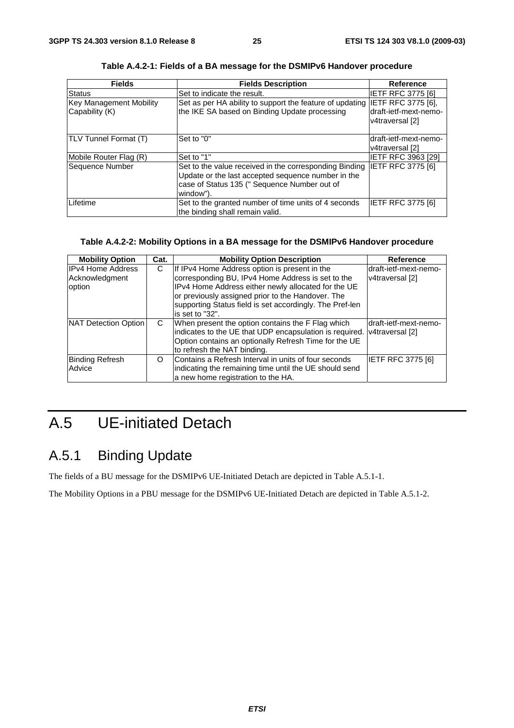**Table A.4.2-1: Fields of a BA message for the DSMIPv6 Handover procedure**

| Fields | Fields Description | Reference |
|---|---|---|
| Status | Set to indicate the result. | IETF RFC 3775 [6] |
| Key Management Mobility Capability (K) | Set as per HA ability to support the feature of updating the IKE SA based on Binding Update processing | IETF RFC 3775 [6], draft-ietf-mext-nemo-v4traversal [2] |
| TLV Tunnel Format (T) | Set to "0" | draft-ietf-mext-nemo-v4traversal [2] |
| Mobile Router Flag (R) | Set to "1" | IETF RFC 3963 [29] |
| Sequence Number | Set to the value received in the corresponding Binding Update or the last accepted sequence number in the case of Status 135 (" Sequence Number out of window"). | IETF RFC 3775 [6] |
| Lifetime | Set to the granted number of time units of 4 seconds the binding shall remain valid. | IETF RFC 3775 [6] |

**Table A.4.2-2: Mobility Options in a BA message for the DSMIPv6 Handover procedure**

| Mobility Option | Cat. | Mobility Option Description | Reference |
|---|---|---|---|
| IPv4 Home Address Acknowledgment option | C | If IPv4 Home Address option is present in the corresponding BU, IPv4 Home Address is set to the IPv4 Home Address either newly allocated for the UE or previously assigned prior to the Handover. The supporting Status field is set accordingly. The Pref-len is set to "32". | draft-ietf-mext-nemo-v4traversal [2] |
| NAT Detection Option | C | When present the option contains the F Flag which indicates to the UE that UDP encapsulation is required. Option contains an optionally Refresh Time for the UE to refresh the NAT binding. | draft-ietf-mext-nemo-v4traversal [2] |
| Binding Refresh Advice | O | Contains a Refresh Interval in units of four seconds indicating the remaining time until the UE should send a new home registration to the HA. | IETF RFC 3775 [6] |

# A.5 UE-initiated Detach

## A.5.1 Binding Update

The fields of a BU message for the DSMIPv6 UE-Initiated Detach are depicted in Table A.5.1-1.

The Mobility Options in a PBU message for the DSMIPv6 UE-Initiated Detach are depicted in Table A.5.1-2.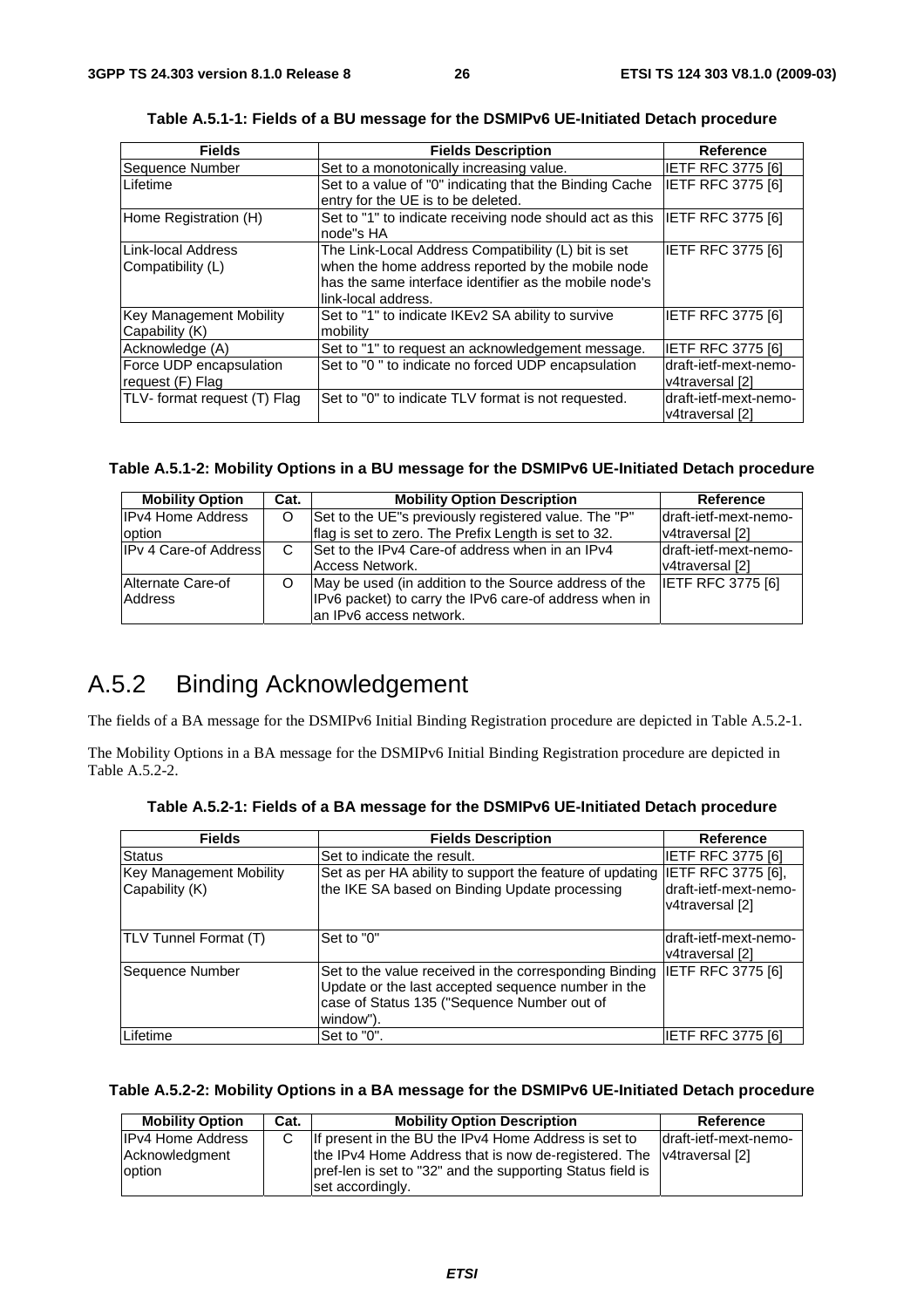**Table A.5.1-1: Fields of a BU message for the DSMIPv6 UE-Initiated Detach procedure**

| Fields | Fields Description | Reference |
|---|---|---|
| Sequence Number | Set to a monotonically increasing value. | IETF RFC 3775 [6] |
| Lifetime | Set to a value of "0" indicating that the Binding Cache entry for the UE is to be deleted. | IETF RFC 3775 [6] |
| Home Registration (H) | Set to "1" to indicate receiving node should act as this node"s HA | IETF RFC 3775 [6] |
| Link-local Address Compatibility (L) | The Link-Local Address Compatibility (L) bit is set when the home address reported by the mobile node has the same interface identifier as the mobile node's link-local address. | IETF RFC 3775 [6] |
| Key Management Mobility Capability (K) | Set to "1" to indicate IKEv2 SA ability to survive mobility | IETF RFC 3775 [6] |
| Acknowledge (A) | Set to "1" to request an acknowledgement message. | IETF RFC 3775 [6] |
| Force UDP encapsulation request (F) Flag | Set to "0 " to indicate no forced UDP encapsulation | draft-ietf-mext-nemo-v4traversal [2] |
| TLV- format request (T) Flag | Set to "0" to indicate TLV format is not requested. | draft-ietf-mext-nemo-v4traversal [2] |

**Table A.5.1-2: Mobility Options in a BU message for the DSMIPv6 UE-Initiated Detach procedure**

| Mobility Option | Cat. | Mobility Option Description | Reference |
|---|---|---|---|
| IPv4 Home Address option | O | Set to the UE"s previously registered value. The "P" flag is set to zero. The Prefix Length is set to 32. | draft-ietf-mext-nemo-v4traversal [2] |
| IPv 4 Care-of Address | C | Set to the IPv4 Care-of address when in an IPv4 Access Network. | draft-ietf-mext-nemo-v4traversal [2] |
| Alternate Care-of Address | O | May be used (in addition to the Source address of the IPv6 packet) to carry the IPv6 care-of address when in an IPv6 access network. | IETF RFC 3775 [6] |

# A.5.2 Binding Acknowledgement

The fields of a BA message for the DSMIPv6 Initial Binding Registration procedure are depicted in Table A.5.2-1.

The Mobility Options in a BA message for the DSMIPv6 Initial Binding Registration procedure are depicted in Table A.5.2-2.

**Table A.5.2-1: Fields of a BA message for the DSMIPv6 UE-Initiated Detach procedure**

| Fields | Fields Description | Reference |
|---|---|---|
| Status | Set to indicate the result. | IETF RFC 3775 [6] |
| Key Management Mobility Capability (K) | Set as per HA ability to support the feature of updating the IKE SA based on Binding Update processing | IETF RFC 3775 [6], draft-ietf-mext-nemo-v4traversal [2] |
| TLV Tunnel Format (T) | Set to "0" | draft-ietf-mext-nemo-v4traversal [2] |
| Sequence Number | Set to the value received in the corresponding Binding Update or the last accepted sequence number in the case of Status 135 ("Sequence Number out of window"). | IETF RFC 3775 [6] |
| Lifetime | Set to "0". | IETF RFC 3775 [6] |

**Table A.5.2-2: Mobility Options in a BA message for the DSMIPv6 UE-Initiated Detach procedure**

| Mobility Option | Cat. | Mobility Option Description | Reference |
|---|---|---|---|
| IPv4 Home Address Acknowledgment option | C | If present in the BU the IPv4 Home Address is set to the IPv4 Home Address that is now de-registered. The pref-len is set to "32" and the supporting Status field is set accordingly. | draft-ietf-mext-nemo-v4traversal [2] |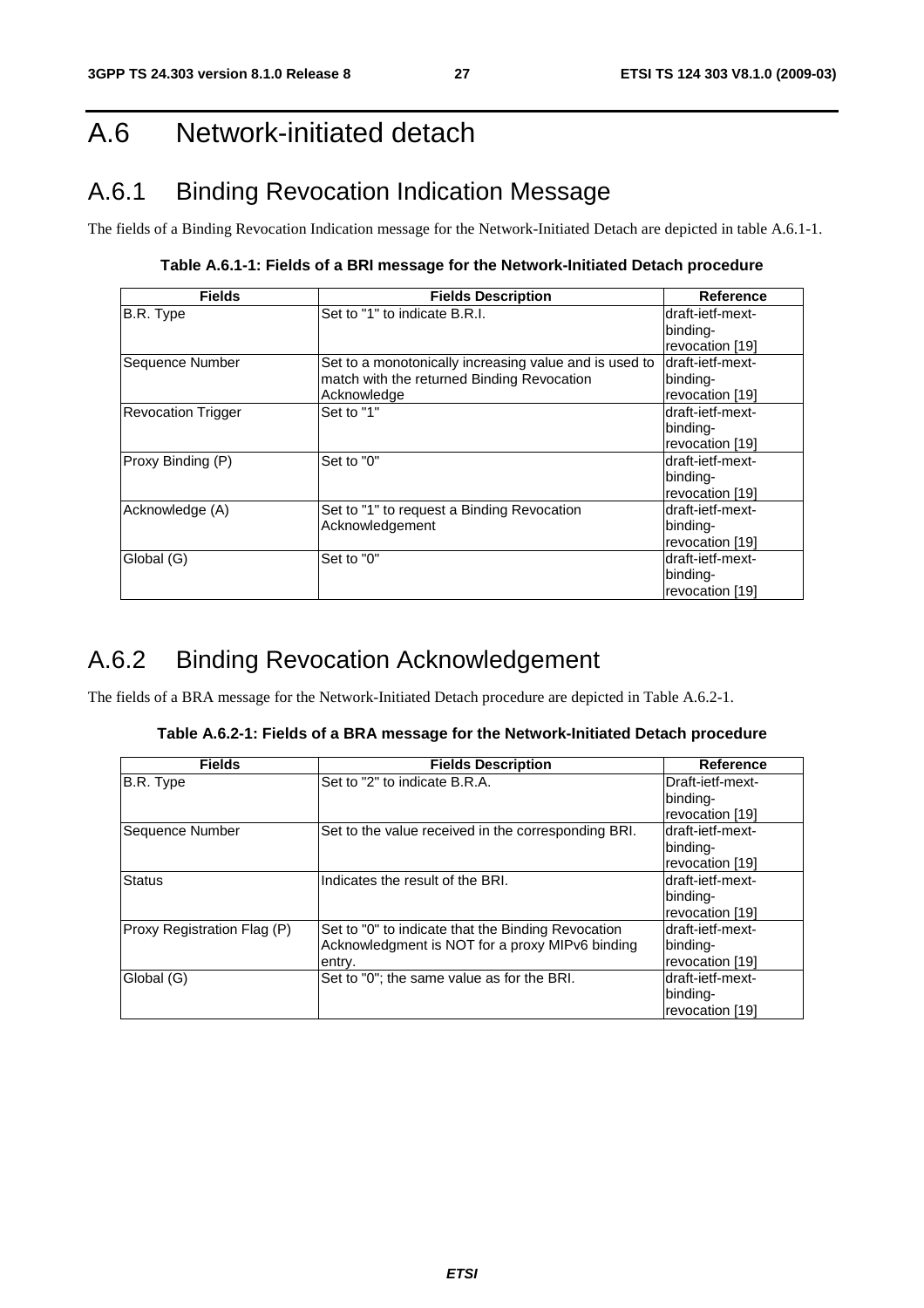# A.6 Network-initiated detach

## A.6.1 Binding Revocation Indication Message

The fields of a Binding Revocation Indication message for the Network-Initiated Detach are depicted in table A.6.1-1.

**Table A.6.1-1: Fields of a BRI message for the Network-Initiated Detach procedure**

| Fields | Fields Description | Reference |
|---|---|---|
| B.R. Type | Set to "1" to indicate B.R.I. | draft-ietf-mext-binding-revocation [19] |
| Sequence Number | Set to a monotonically increasing value and is used to match with the returned Binding Revocation Acknowledge | draft-ietf-mext-binding-revocation [19] |
| Revocation Trigger | Set to "1" | draft-ietf-mext-binding-revocation [19] |
| Proxy Binding (P) | Set to "0" | draft-ietf-mext-binding-revocation [19] |
| Acknowledge (A) | Set to "1" to request a Binding Revocation Acknowledgement | draft-ietf-mext-binding-revocation [19] |
| Global (G) | Set to "0" | draft-ietf-mext-binding-revocation [19] |

## A.6.2 Binding Revocation Acknowledgement

The fields of a BRA message for the Network-Initiated Detach procedure are depicted in Table A.6.2-1.

**Table A.6.2-1: Fields of a BRA message for the Network-Initiated Detach procedure**

| Fields | Fields Description | Reference |
|---|---|---|
| B.R. Type | Set to "2" to indicate B.R.A. | Draft-ietf-mext-binding-revocation [19] |
| Sequence Number | Set to the value received in the corresponding BRI. | draft-ietf-mext-binding-revocation [19] |
| Status | Indicates the result of the BRI. | draft-ietf-mext-binding-revocation [19] |
| Proxy Registration Flag (P) | Set to "0" to indicate that the Binding Revocation Acknowledgment is NOT for a proxy MIPv6 binding entry. | draft-ietf-mext-binding-revocation [19] |
| Global (G) | Set to "0"; the same value as for the BRI. | draft-ietf-mext-binding-revocation [19] |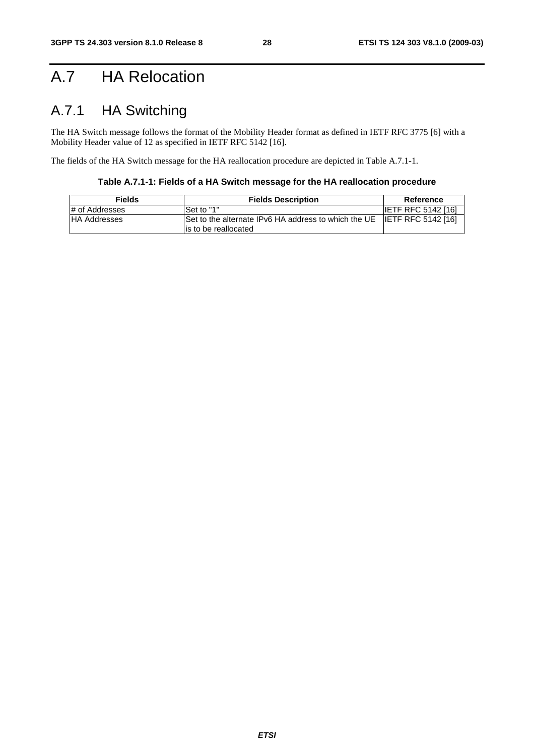# A.7 HA Relocation

## A.7.1 HA Switching

The HA Switch message follows the format of the Mobility Header format as defined in IETF RFC 3775 [6] with a Mobility Header value of 12 as specified in IETF RFC 5142 [16].

The fields of the HA Switch message for the HA reallocation procedure are depicted in Table A.7.1-1.

**Table A.7.1-1: Fields of a HA Switch message for the HA reallocation procedure**

| Fields | Fields Description | Reference |
|---|---|---|
| # of Addresses | Set to "1" | IETF RFC 5142 [16] |
| HA Addresses | Set to the alternate IPv6 HA address to which the UE is to be reallocated | IETF RFC 5142 [16] |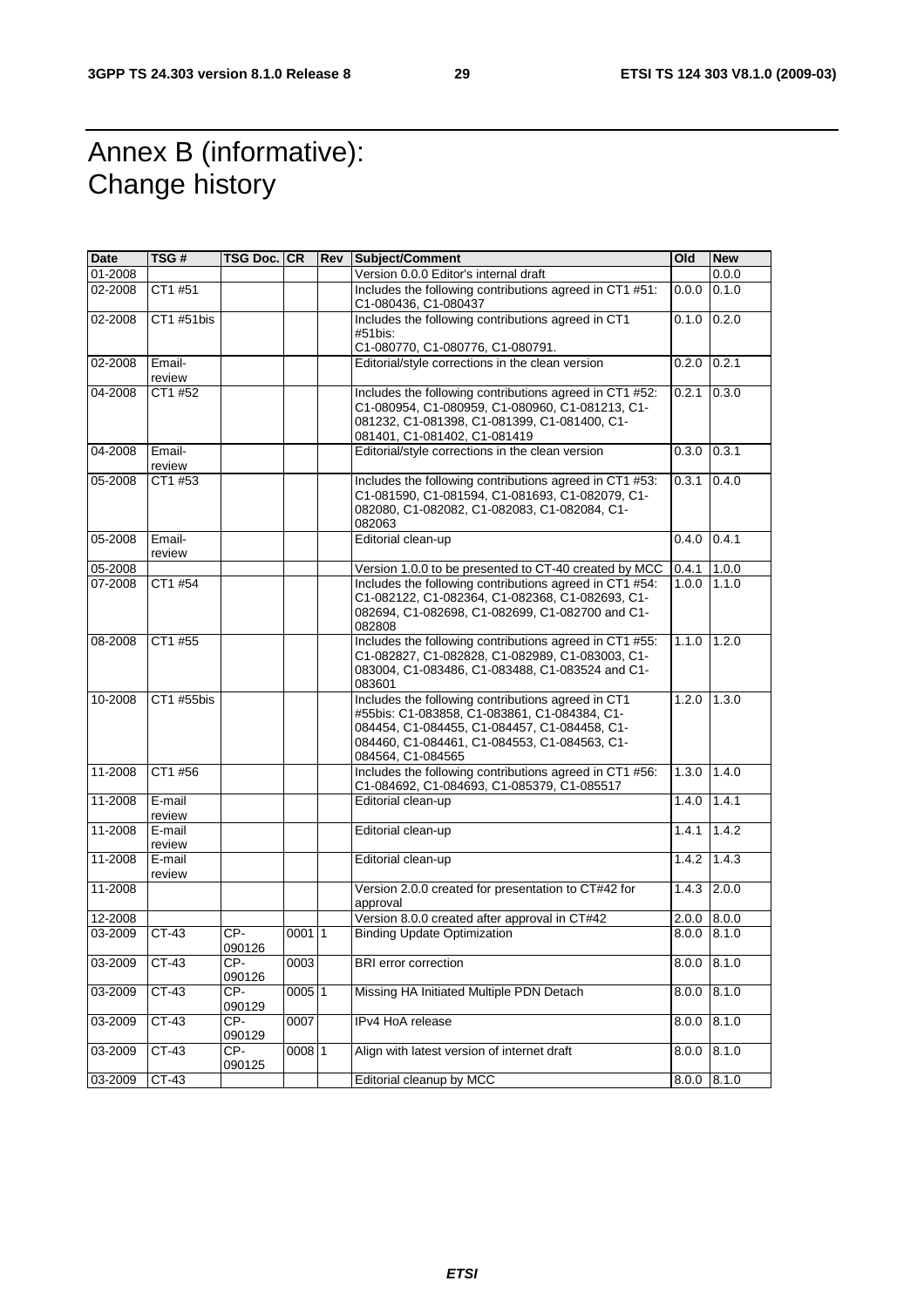# Annex B (informative): Change history

| Date | TSG # | TSG Doc. | CR | Rev | Subject/Comment | Old | New |
|---|---|---|---|---|---|---|---|
| 01-2008 | | | | | Version 0.0.0 Editor's internal draft | | 0.0.0 |
| 02-2008 | CT1 #51 | | | | Includes the following contributions agreed in CT1 #51: C1-080436, C1-080437 | 0.0.0 | 0.1.0 |
| 02-2008 | CT1 #51bis | | | | Includes the following contributions agreed in CT1 #51bis: C1-080770, C1-080776, C1-080791. | 0.1.0 | 0.2.0 |
| 02-2008 | Email-review | | | | Editorial/style corrections in the clean version | 0.2.0 | 0.2.1 |
| 04-2008 | CT1 #52 | | | | Includes the following contributions agreed in CT1 #52: C1-080954, C1-080959, C1-080960, C1-081213, C1-081232, C1-081398, C1-081399, C1-081400, C1-081401, C1-081402, C1-081419 | 0.2.1 | 0.3.0 |
| 04-2008 | Email-review | | | | Editorial/style corrections in the clean version | 0.3.0 | 0.3.1 |
| 05-2008 | CT1 #53 | | | | Includes the following contributions agreed in CT1 #53: C1-081590, C1-081594, C1-081693, C1-082079, C1-082080, C1-082082, C1-082083, C1-082084, C1-082063 | 0.3.1 | 0.4.0 |
| 05-2008 | Email-review | | | | Editorial clean-up | 0.4.0 | 0.4.1 |
| 05-2008 | | | | | Version 1.0.0 to be presented to CT-40 created by MCC | 0.4.1 | 1.0.0 |
| 07-2008 | CT1 #54 | | | | Includes the following contributions agreed in CT1 #54: C1-082122, C1-082364, C1-082368, C1-082693, C1-082694, C1-082698, C1-082699, C1-082700 and C1-082808 | 1.0.0 | 1.1.0 |
| 08-2008 | CT1 #55 | | | | Includes the following contributions agreed in CT1 #55: C1-082827, C1-082828, C1-082989, C1-083003, C1-083004, C1-083486, C1-083488, C1-083524 and C1-083601 | 1.1.0 | 1.2.0 |
| 10-2008 | CT1 #55bis | | | | Includes the following contributions agreed in CT1 #55bis: C1-083858, C1-083861, C1-084384, C1-084454, C1-084455, C1-084457, C1-084458, C1-084460, C1-084461, C1-084553, C1-084563, C1-084564, C1-084565 | 1.2.0 | 1.3.0 |
| 11-2008 | CT1 #56 | | | | Includes the following contributions agreed in CT1 #56: C1-084692, C1-084693, C1-085379, C1-085517 | 1.3.0 | 1.4.0 |
| 11-2008 | E-mail review | | | | Editorial clean-up | 1.4.0 | 1.4.1 |
| 11-2008 | E-mail review | | | | Editorial clean-up | 1.4.1 | 1.4.2 |
| 11-2008 | E-mail review | | | | Editorial clean-up | 1.4.2 | 1.4.3 |
| 11-2008 | | | | | Version 2.0.0 created for presentation to CT#42 for approval | 1.4.3 | 2.0.0 |
| 12-2008 | | | | | Version 8.0.0 created after approval in CT#42 | 2.0.0 | 8.0.0 |
| 03-2009 | CT-43 | CP-090126 | 0001 | 1 | Binding Update Optimization | 8.0.0 | 8.1.0 |
| 03-2009 | CT-43 | CP-090126 | 0003 | | BRI error correction | 8.0.0 | 8.1.0 |
| 03-2009 | CT-43 | CP-090129 | 0005 | 1 | Missing HA Initiated Multiple PDN Detach | 8.0.0 | 8.1.0 |
| 03-2009 | CT-43 | CP-090129 | 0007 | | IPv4 HoA release | 8.0.0 | 8.1.0 |
| 03-2009 | CT-43 | CP-090125 | 0008 | 1 | Align with latest version of internet draft | 8.0.0 | 8.1.0 |
| 03-2009 | CT-43 | | | | Editorial cleanup by MCC | 8.0.0 | 8.1.0 |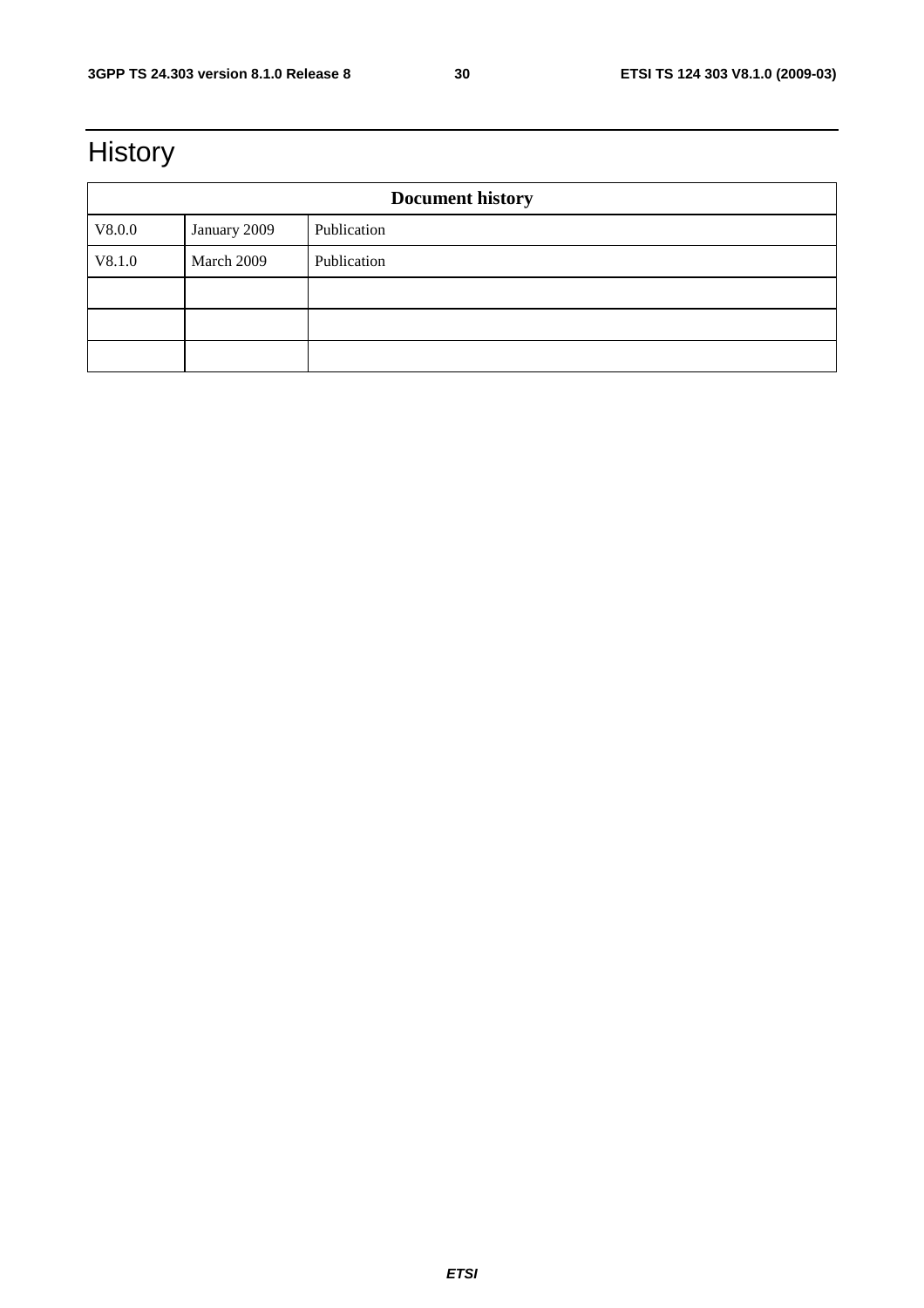# History

| Document history | | |
|---|---|---|
| V8.0.0 | January 2009 | Publication |
| V8.1.0 | March 2009 | Publication |
| | | |
| | | |
| | | |